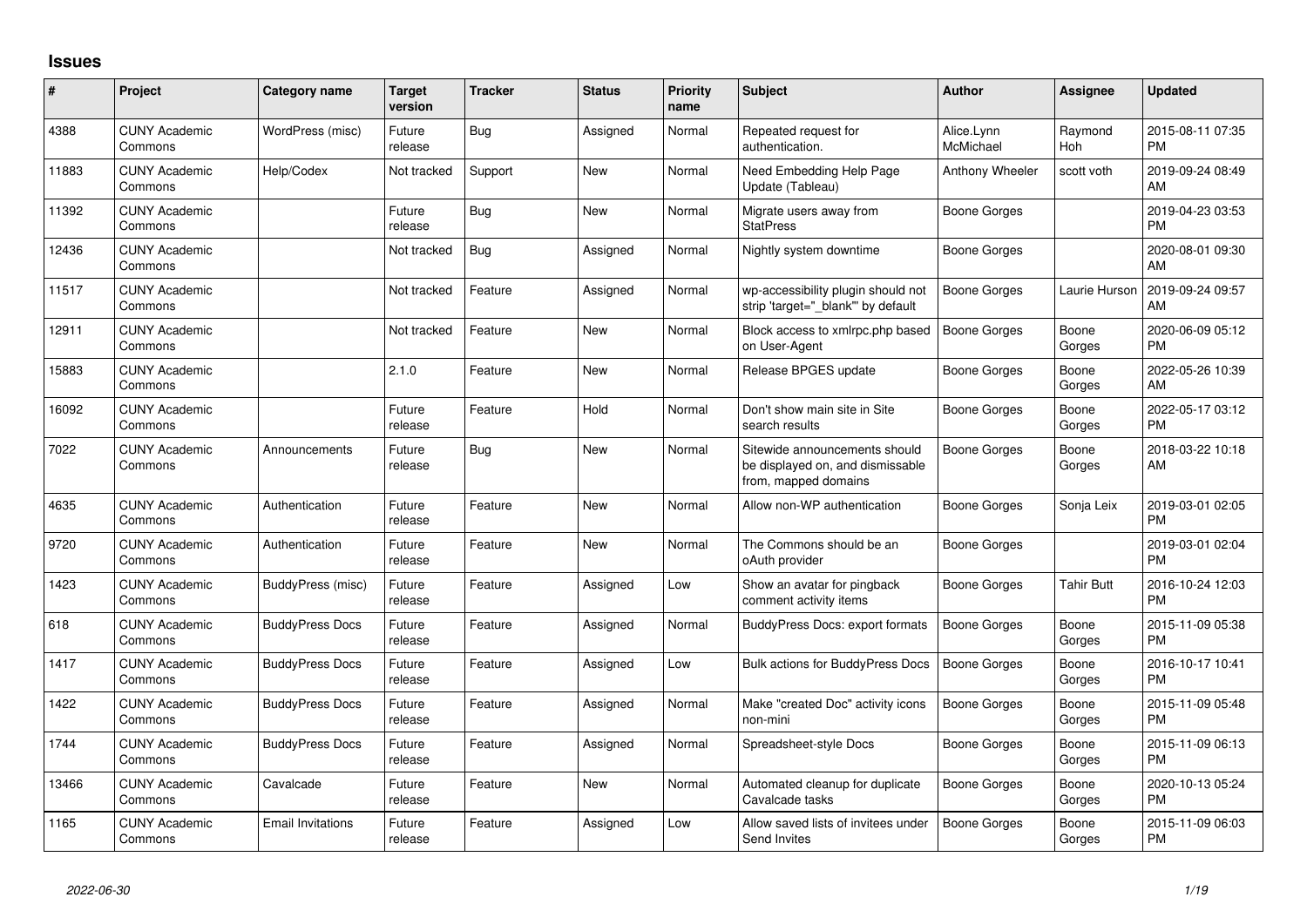# Issues

| # | Project | Category name | Target version | Tracker | Status | Priority name | Subject | Author | Assignee | Updated |
|---|---|---|---|---|---|---|---|---|---|---|
| 4388 | CUNY Academic Commons | WordPress (misc) | Future release | Bug | Assigned | Normal | Repeated request for authentication. | Alice.Lynn McMichael | Raymond Hoh | 2015-08-11 07:35 PM |
| 11883 | CUNY Academic Commons | Help/Codex | Not tracked | Support | New | Normal | Need Embedding Help Page Update (Tableau) | Anthony Wheeler | scott voth | 2019-09-24 08:49 AM |
| 11392 | CUNY Academic Commons | | Future release | Bug | New | Normal | Migrate users away from StatPress | Boone Gorges | | 2019-04-23 03:53 PM |
| 12436 | CUNY Academic Commons | | Not tracked | Bug | Assigned | Normal | Nightly system downtime | Boone Gorges | | 2020-08-01 09:30 AM |
| 11517 | CUNY Academic Commons | | Not tracked | Feature | Assigned | Normal | wp-accessibility plugin should not strip 'target="_blank"' by default | Boone Gorges | Laurie Hurson | 2019-09-24 09:57 AM |
| 12911 | CUNY Academic Commons | | Not tracked | Feature | New | Normal | Block access to xmlrpc.php based on User-Agent | Boone Gorges | Boone Gorges | 2020-06-09 05:12 PM |
| 15883 | CUNY Academic Commons | | 2.1.0 | Feature | New | Normal | Release BPGES update | Boone Gorges | Boone Gorges | 2022-05-26 10:39 AM |
| 16092 | CUNY Academic Commons | | Future release | Feature | Hold | Normal | Don't show main site in Site search results | Boone Gorges | Boone Gorges | 2022-05-17 03:12 PM |
| 7022 | CUNY Academic Commons | Announcements | Future release | Bug | New | Normal | Sitewide announcements should be displayed on, and dismissable from, mapped domains | Boone Gorges | Boone Gorges | 2018-03-22 10:18 AM |
| 4635 | CUNY Academic Commons | Authentication | Future release | Feature | New | Normal | Allow non-WP authentication | Boone Gorges | Sonja Leix | 2019-03-01 02:05 PM |
| 9720 | CUNY Academic Commons | Authentication | Future release | Feature | New | Normal | The Commons should be an oAuth provider | Boone Gorges | | 2019-03-01 02:04 PM |
| 1423 | CUNY Academic Commons | BuddyPress (misc) | Future release | Feature | Assigned | Low | Show an avatar for pingback comment activity items | Boone Gorges | Tahir Butt | 2016-10-24 12:03 PM |
| 618 | CUNY Academic Commons | BuddyPress Docs | Future release | Feature | Assigned | Normal | BuddyPress Docs: export formats | Boone Gorges | Boone Gorges | 2015-11-09 05:38 PM |
| 1417 | CUNY Academic Commons | BuddyPress Docs | Future release | Feature | Assigned | Low | Bulk actions for BuddyPress Docs | Boone Gorges | Boone Gorges | 2016-10-17 10:41 PM |
| 1422 | CUNY Academic Commons | BuddyPress Docs | Future release | Feature | Assigned | Normal | Make "created Doc" activity icons non-mini | Boone Gorges | Boone Gorges | 2015-11-09 05:48 PM |
| 1744 | CUNY Academic Commons | BuddyPress Docs | Future release | Feature | Assigned | Normal | Spreadsheet-style Docs | Boone Gorges | Boone Gorges | 2015-11-09 06:13 PM |
| 13466 | CUNY Academic Commons | Cavalcade | Future release | Feature | New | Normal | Automated cleanup for duplicate Cavalcade tasks | Boone Gorges | Boone Gorges | 2020-10-13 05:24 PM |
| 1165 | CUNY Academic Commons | Email Invitations | Future release | Feature | Assigned | Low | Allow saved lists of invitees under Send Invites | Boone Gorges | Boone Gorges | 2015-11-09 06:03 PM |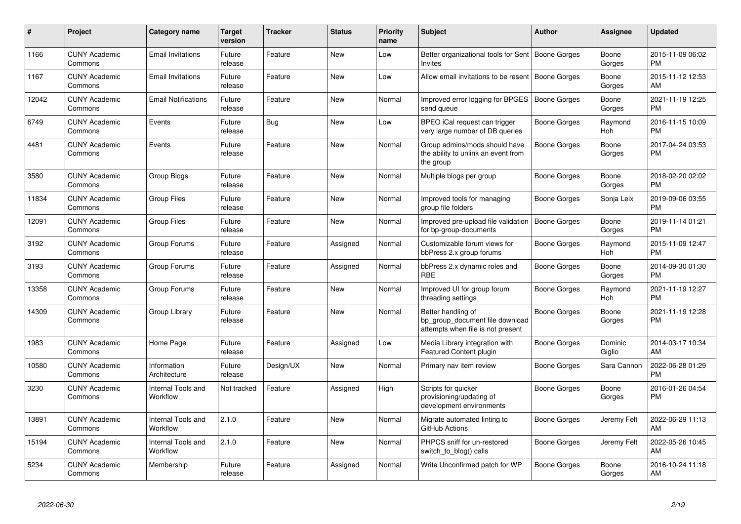| # | Project | Category name | Target version | Tracker | Status | Priority name | Subject | Author | Assignee | Updated |
|---|---|---|---|---|---|---|---|---|---|---|
| 1166 | CUNY Academic Commons | Email Invitations | Future release | Feature | New | Low | Better organizational tools for Sent Invites | Boone Gorges | Boone Gorges | 2015-11-09 06:02 PM |
| 1167 | CUNY Academic Commons | Email Invitations | Future release | Feature | New | Low | Allow email invitations to be resent | Boone Gorges | Boone Gorges | 2015-11-12 12:53 AM |
| 12042 | CUNY Academic Commons | Email Notifications | Future release | Feature | New | Normal | Improved error logging for BPGES send queue | Boone Gorges | Boone Gorges | 2021-11-19 12:25 PM |
| 6749 | CUNY Academic Commons | Events | Future release | Bug | New | Low | BPEO iCal request can trigger very large number of DB queries | Boone Gorges | Raymond Hoh | 2016-11-15 10:09 PM |
| 4481 | CUNY Academic Commons | Events | Future release | Feature | New | Normal | Group admins/mods should have the ability to unlink an event from the group | Boone Gorges | Boone Gorges | 2017-04-24 03:53 PM |
| 3580 | CUNY Academic Commons | Group Blogs | Future release | Feature | New | Normal | Multiple blogs per group | Boone Gorges | Boone Gorges | 2018-02-20 02:02 PM |
| 11834 | CUNY Academic Commons | Group Files | Future release | Feature | New | Normal | Improved tools for managing group file folders | Boone Gorges | Sonja Leix | 2019-09-06 03:55 PM |
| 12091 | CUNY Academic Commons | Group Files | Future release | Feature | New | Normal | Improved pre-upload file validation for bp-group-documents | Boone Gorges | Boone Gorges | 2019-11-14 01:21 PM |
| 3192 | CUNY Academic Commons | Group Forums | Future release | Feature | Assigned | Normal | Customizable forum views for bbPress 2.x group forums | Boone Gorges | Raymond Hoh | 2015-11-09 12:47 PM |
| 3193 | CUNY Academic Commons | Group Forums | Future release | Feature | Assigned | Normal | bbPress 2.x dynamic roles and RBE | Boone Gorges | Boone Gorges | 2014-09-30 01:30 PM |
| 13358 | CUNY Academic Commons | Group Forums | Future release | Feature | New | Normal | Improved UI for group forum threading settings | Boone Gorges | Raymond Hoh | 2021-11-19 12:27 PM |
| 14309 | CUNY Academic Commons | Group Library | Future release | Feature | New | Normal | Better handling of bp_group_document file download attempts when file is not present | Boone Gorges | Boone Gorges | 2021-11-19 12:28 PM |
| 1983 | CUNY Academic Commons | Home Page | Future release | Feature | Assigned | Low | Media Library integration with Featured Content plugin | Boone Gorges | Dominic Giglio | 2014-03-17 10:34 AM |
| 10580 | CUNY Academic Commons | Information Architecture | Future release | Design/UX | New | Normal | Primary nav item review | Boone Gorges | Sara Cannon | 2022-06-28 01:29 PM |
| 3230 | CUNY Academic Commons | Internal Tools and Workflow | Not tracked | Feature | Assigned | High | Scripts for quicker provisioning/updating of development environments | Boone Gorges | Boone Gorges | 2016-01-26 04:54 PM |
| 13891 | CUNY Academic Commons | Internal Tools and Workflow | 2.1.0 | Feature | New | Normal | Migrate automated linting to GitHub Actions | Boone Gorges | Jeremy Felt | 2022-06-29 11:13 AM |
| 15194 | CUNY Academic Commons | Internal Tools and Workflow | 2.1.0 | Feature | New | Normal | PHPCS sniff for un-restored switch_to_blog() calls | Boone Gorges | Jeremy Felt | 2022-05-26 10:45 AM |
| 5234 | CUNY Academic Commons | Membership | Future release | Feature | Assigned | Normal | Write Unconfirmed patch for WP | Boone Gorges | Boone Gorges | 2016-10-24 11:18 AM |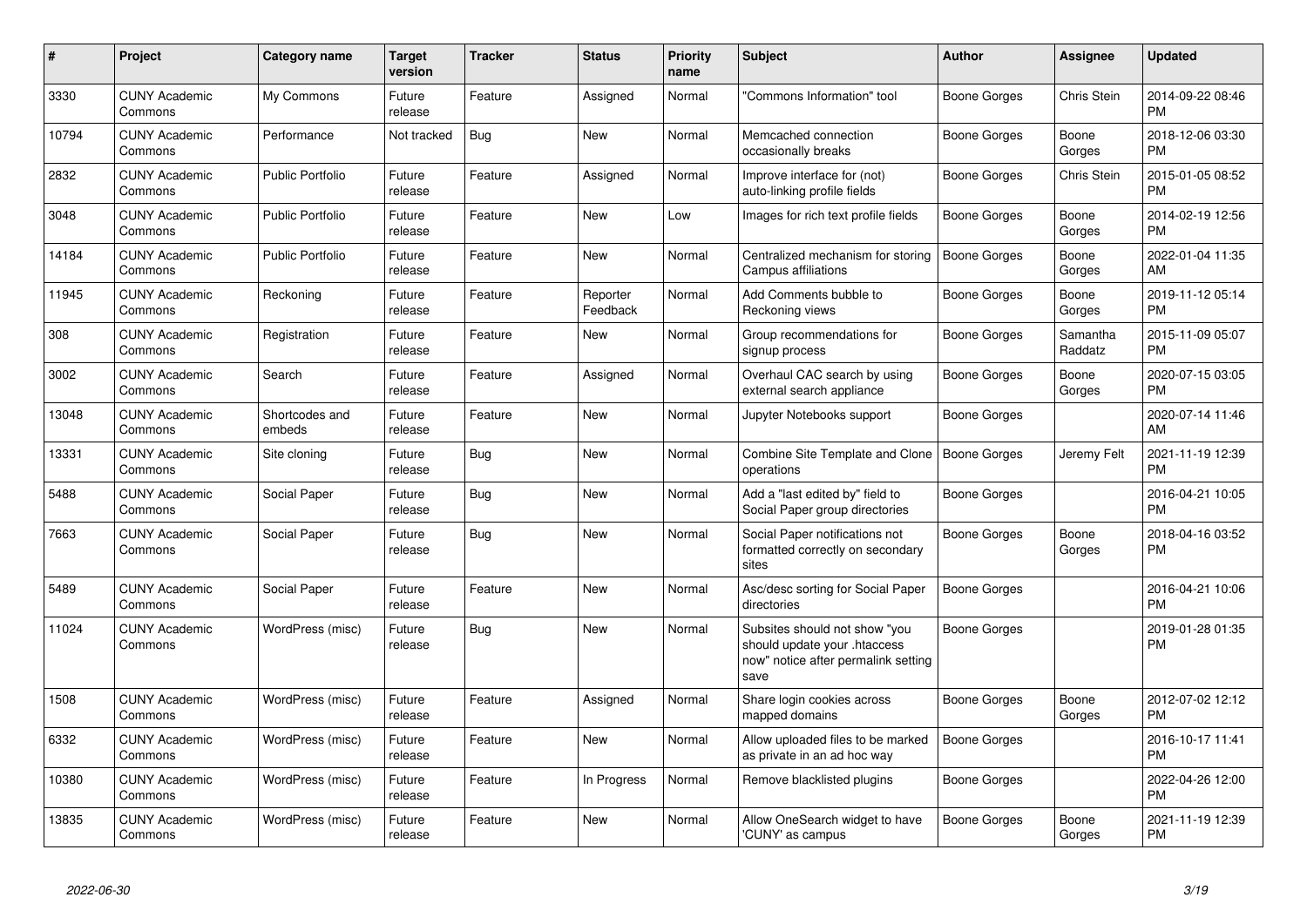| # | Project | Category name | Target version | Tracker | Status | Priority name | Subject | Author | Assignee | Updated |
|---|---|---|---|---|---|---|---|---|---|---|
| 3330 | CUNY Academic Commons | My Commons | Future release | Feature | Assigned | Normal | "Commons Information" tool | Boone Gorges | Chris Stein | 2014-09-22 08:46 PM |
| 10794 | CUNY Academic Commons | Performance | Not tracked | Bug | New | Normal | Memcached connection occasionally breaks | Boone Gorges | Boone Gorges | 2018-12-06 03:30 PM |
| 2832 | CUNY Academic Commons | Public Portfolio | Future release | Feature | Assigned | Normal | Improve interface for (not) auto-linking profile fields | Boone Gorges | Chris Stein | 2015-01-05 08:52 PM |
| 3048 | CUNY Academic Commons | Public Portfolio | Future release | Feature | New | Low | Images for rich text profile fields | Boone Gorges | Boone Gorges | 2014-02-19 12:56 PM |
| 14184 | CUNY Academic Commons | Public Portfolio | Future release | Feature | New | Normal | Centralized mechanism for storing Campus affiliations | Boone Gorges | Boone Gorges | 2022-01-04 11:35 AM |
| 11945 | CUNY Academic Commons | Reckoning | Future release | Feature | Reporter Feedback | Normal | Add Comments bubble to Reckoning views | Boone Gorges | Boone Gorges | 2019-11-12 05:14 PM |
| 308 | CUNY Academic Commons | Registration | Future release | Feature | New | Normal | Group recommendations for signup process | Boone Gorges | Samantha Raddatz | 2015-11-09 05:07 PM |
| 3002 | CUNY Academic Commons | Search | Future release | Feature | Assigned | Normal | Overhaul CAC search by using external search appliance | Boone Gorges | Boone Gorges | 2020-07-15 03:05 PM |
| 13048 | CUNY Academic Commons | Shortcodes and embeds | Future release | Feature | New | Normal | Jupyter Notebooks support | Boone Gorges | | 2020-07-14 11:46 AM |
| 13331 | CUNY Academic Commons | Site cloning | Future release | Bug | New | Normal | Combine Site Template and Clone operations | Boone Gorges | Jeremy Felt | 2021-11-19 12:39 PM |
| 5488 | CUNY Academic Commons | Social Paper | Future release | Bug | New | Normal | Add a "last edited by" field to Social Paper group directories | Boone Gorges | | 2016-04-21 10:05 PM |
| 7663 | CUNY Academic Commons | Social Paper | Future release | Bug | New | Normal | Social Paper notifications not formatted correctly on secondary sites | Boone Gorges | Boone Gorges | 2018-04-16 03:52 PM |
| 5489 | CUNY Academic Commons | Social Paper | Future release | Feature | New | Normal | Asc/desc sorting for Social Paper directories | Boone Gorges | | 2016-04-21 10:06 PM |
| 11024 | CUNY Academic Commons | WordPress (misc) | Future release | Bug | New | Normal | Subsites should not show "you should update your .htaccess now" notice after permalink setting save | Boone Gorges | | 2019-01-28 01:35 PM |
| 1508 | CUNY Academic Commons | WordPress (misc) | Future release | Feature | Assigned | Normal | Share login cookies across mapped domains | Boone Gorges | Boone Gorges | 2012-07-02 12:12 PM |
| 6332 | CUNY Academic Commons | WordPress (misc) | Future release | Feature | New | Normal | Allow uploaded files to be marked as private in an ad hoc way | Boone Gorges | | 2016-10-17 11:41 PM |
| 10380 | CUNY Academic Commons | WordPress (misc) | Future release | Feature | In Progress | Normal | Remove blacklisted plugins | Boone Gorges | | 2022-04-26 12:00 PM |
| 13835 | CUNY Academic Commons | WordPress (misc) | Future release | Feature | New | Normal | Allow OneSearch widget to have 'CUNY' as campus | Boone Gorges | Boone Gorges | 2021-11-19 12:39 PM |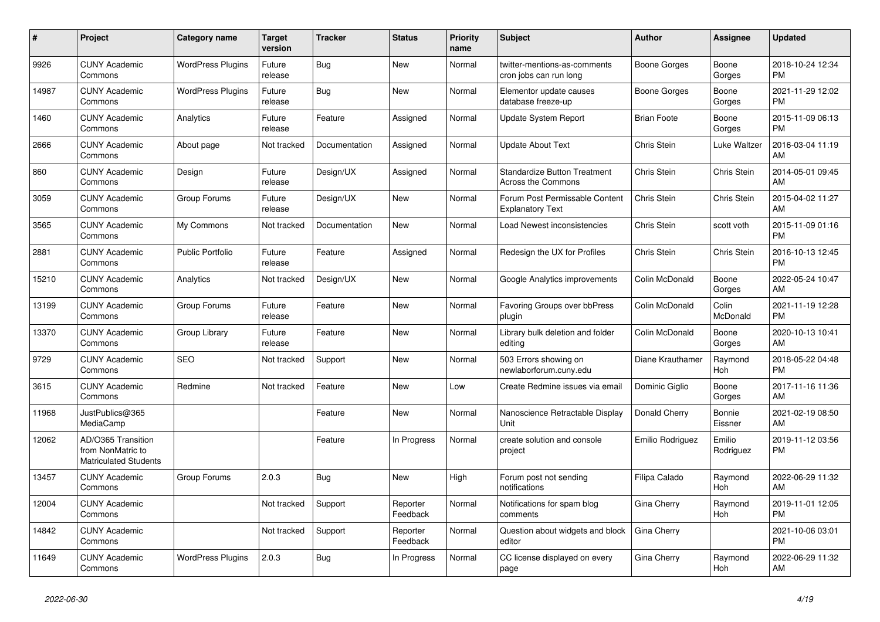| # | Project | Category name | Target version | Tracker | Status | Priority name | Subject | Author | Assignee | Updated |
|---|---|---|---|---|---|---|---|---|---|---|
| 9926 | CUNY Academic Commons | WordPress Plugins | Future release | Bug | New | Normal | twitter-mentions-as-comments cron jobs can run long | Boone Gorges | Boone Gorges | 2018-10-24 12:34 PM |
| 14987 | CUNY Academic Commons | WordPress Plugins | Future release | Bug | New | Normal | Elementor update causes database freeze-up | Boone Gorges | Boone Gorges | 2021-11-29 12:02 PM |
| 1460 | CUNY Academic Commons | Analytics | Future release | Feature | Assigned | Normal | Update System Report | Brian Foote | Boone Gorges | 2015-11-09 06:13 PM |
| 2666 | CUNY Academic Commons | About page | Not tracked | Documentation | Assigned | Normal | Update About Text | Chris Stein | Luke Waltzer | 2016-03-04 11:19 AM |
| 860 | CUNY Academic Commons | Design | Future release | Design/UX | Assigned | Normal | Standardize Button Treatment Across the Commons | Chris Stein | Chris Stein | 2014-05-01 09:45 AM |
| 3059 | CUNY Academic Commons | Group Forums | Future release | Design/UX | New | Normal | Forum Post Permissable Content Explanatory Text | Chris Stein | Chris Stein | 2015-04-02 11:27 AM |
| 3565 | CUNY Academic Commons | My Commons | Not tracked | Documentation | New | Normal | Load Newest inconsistencies | Chris Stein | scott voth | 2015-11-09 01:16 PM |
| 2881 | CUNY Academic Commons | Public Portfolio | Future release | Feature | Assigned | Normal | Redesign the UX for Profiles | Chris Stein | Chris Stein | 2016-10-13 12:45 PM |
| 15210 | CUNY Academic Commons | Analytics | Not tracked | Design/UX | New | Normal | Google Analytics improvements | Colin McDonald | Boone Gorges | 2022-05-24 10:47 AM |
| 13199 | CUNY Academic Commons | Group Forums | Future release | Feature | New | Normal | Favoring Groups over bbPress plugin | Colin McDonald | Colin McDonald | 2021-11-19 12:28 PM |
| 13370 | CUNY Academic Commons | Group Library | Future release | Feature | New | Normal | Library bulk deletion and folder editing | Colin McDonald | Boone Gorges | 2020-10-13 10:41 AM |
| 9729 | CUNY Academic Commons | SEO | Not tracked | Support | New | Normal | 503 Errors showing on newlaborforum.cuny.edu | Diane Krauthamer | Raymond Hoh | 2018-05-22 04:48 PM |
| 3615 | CUNY Academic Commons | Redmine | Not tracked | Feature | New | Low | Create Redmine issues via email | Dominic Giglio | Boone Gorges | 2017-11-16 11:36 AM |
| 11968 | JustPublics@365 MediaCamp | | | Feature | New | Normal | Nanoscience Retractable Display Unit | Donald Cherry | Bonnie Eissner | 2021-02-19 08:50 AM |
| 12062 | AD/O365 Transition from NonMatric to Matriculated Students | | | Feature | In Progress | Normal | create solution and console project | Emilio Rodriguez | Emilio Rodriguez | 2019-11-12 03:56 PM |
| 13457 | CUNY Academic Commons | Group Forums | 2.0.3 | Bug | New | High | Forum post not sending notifications | Filipa Calado | Raymond Hoh | 2022-06-29 11:32 AM |
| 12004 | CUNY Academic Commons | | Not tracked | Support | Reporter Feedback | Normal | Notifications for spam blog comments | Gina Cherry | Raymond Hoh | 2019-11-01 12:05 PM |
| 14842 | CUNY Academic Commons | | Not tracked | Support | Reporter Feedback | Normal | Question about widgets and block editor | Gina Cherry | | 2021-10-06 03:01 PM |
| 11649 | CUNY Academic Commons | WordPress Plugins | 2.0.3 | Bug | In Progress | Normal | CC license displayed on every page | Gina Cherry | Raymond Hoh | 2022-06-29 11:32 AM |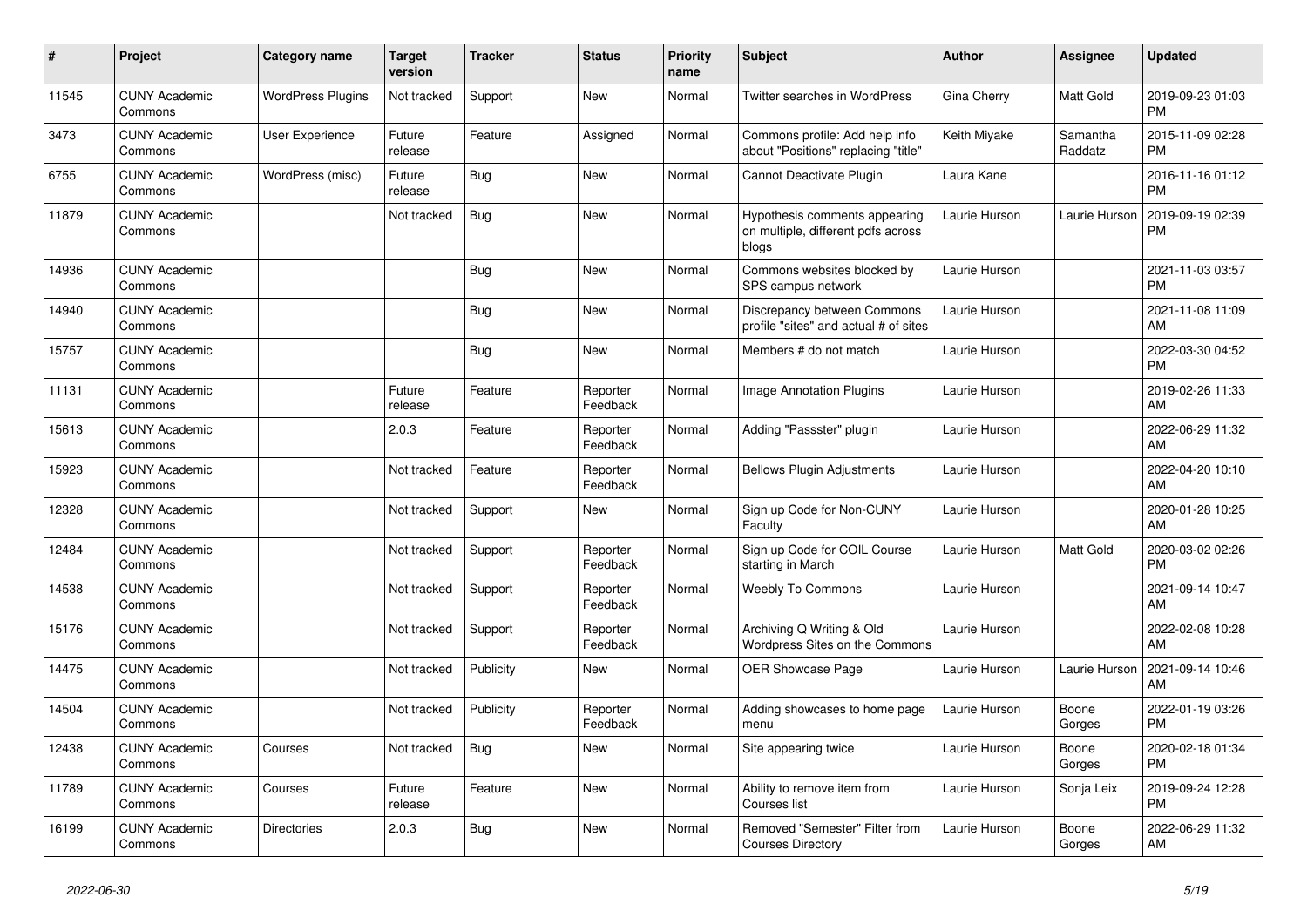| # | Project | Category name | Target version | Tracker | Status | Priority name | Subject | Author | Assignee | Updated |
|---|---|---|---|---|---|---|---|---|---|---|
| 11545 | CUNY Academic Commons | WordPress Plugins | Not tracked | Support | New | Normal | Twitter searches in WordPress | Gina Cherry | Matt Gold | 2019-09-23 01:03 PM |
| 3473 | CUNY Academic Commons | User Experience | Future release | Feature | Assigned | Normal | Commons profile: Add help info about "Positions" replacing "title" | Keith Miyake | Samantha Raddatz | 2015-11-09 02:28 PM |
| 6755 | CUNY Academic Commons | WordPress (misc) | Future release | Bug | New | Normal | Cannot Deactivate Plugin | Laura Kane | | 2016-11-16 01:12 PM |
| 11879 | CUNY Academic Commons | | Not tracked | Bug | New | Normal | Hypothesis comments appearing on multiple, different pdfs across blogs | Laurie Hurson | Laurie Hurson | 2019-09-19 02:39 PM |
| 14936 | CUNY Academic Commons | | | Bug | New | Normal | Commons websites blocked by SPS campus network | Laurie Hurson | | 2021-11-03 03:57 PM |
| 14940 | CUNY Academic Commons | | | Bug | New | Normal | Discrepancy between Commons profile "sites" and actual # of sites | Laurie Hurson | | 2021-11-08 11:09 AM |
| 15757 | CUNY Academic Commons | | | Bug | New | Normal | Members # do not match | Laurie Hurson | | 2022-03-30 04:52 PM |
| 11131 | CUNY Academic Commons | | Future release | Feature | Reporter Feedback | Normal | Image Annotation Plugins | Laurie Hurson | | 2019-02-26 11:33 AM |
| 15613 | CUNY Academic Commons | | 2.0.3 | Feature | Reporter Feedback | Normal | Adding "Passster" plugin | Laurie Hurson | | 2022-06-29 11:32 AM |
| 15923 | CUNY Academic Commons | | Not tracked | Feature | Reporter Feedback | Normal | Bellows Plugin Adjustments | Laurie Hurson | | 2022-04-20 10:10 AM |
| 12328 | CUNY Academic Commons | | Not tracked | Support | New | Normal | Sign up Code for Non-CUNY Faculty | Laurie Hurson | | 2020-01-28 10:25 AM |
| 12484 | CUNY Academic Commons | | Not tracked | Support | Reporter Feedback | Normal | Sign up Code for COIL Course starting in March | Laurie Hurson | Matt Gold | 2020-03-02 02:26 PM |
| 14538 | CUNY Academic Commons | | Not tracked | Support | Reporter Feedback | Normal | Weebly To Commons | Laurie Hurson | | 2021-09-14 10:47 AM |
| 15176 | CUNY Academic Commons | | Not tracked | Support | Reporter Feedback | Normal | Archiving Q Writing & Old Wordpress Sites on the Commons | Laurie Hurson | | 2022-02-08 10:28 AM |
| 14475 | CUNY Academic Commons | | Not tracked | Publicity | New | Normal | OER Showcase Page | Laurie Hurson | Laurie Hurson | 2021-09-14 10:46 AM |
| 14504 | CUNY Academic Commons | | Not tracked | Publicity | Reporter Feedback | Normal | Adding showcases to home page menu | Laurie Hurson | Boone Gorges | 2022-01-19 03:26 PM |
| 12438 | CUNY Academic Commons | Courses | Not tracked | Bug | New | Normal | Site appearing twice | Laurie Hurson | Boone Gorges | 2020-02-18 01:34 PM |
| 11789 | CUNY Academic Commons | Courses | Future release | Feature | New | Normal | Ability to remove item from Courses list | Laurie Hurson | Sonja Leix | 2019-09-24 12:28 PM |
| 16199 | CUNY Academic Commons | Directories | 2.0.3 | Bug | New | Normal | Removed "Semester" Filter from Courses Directory | Laurie Hurson | Boone Gorges | 2022-06-29 11:32 AM |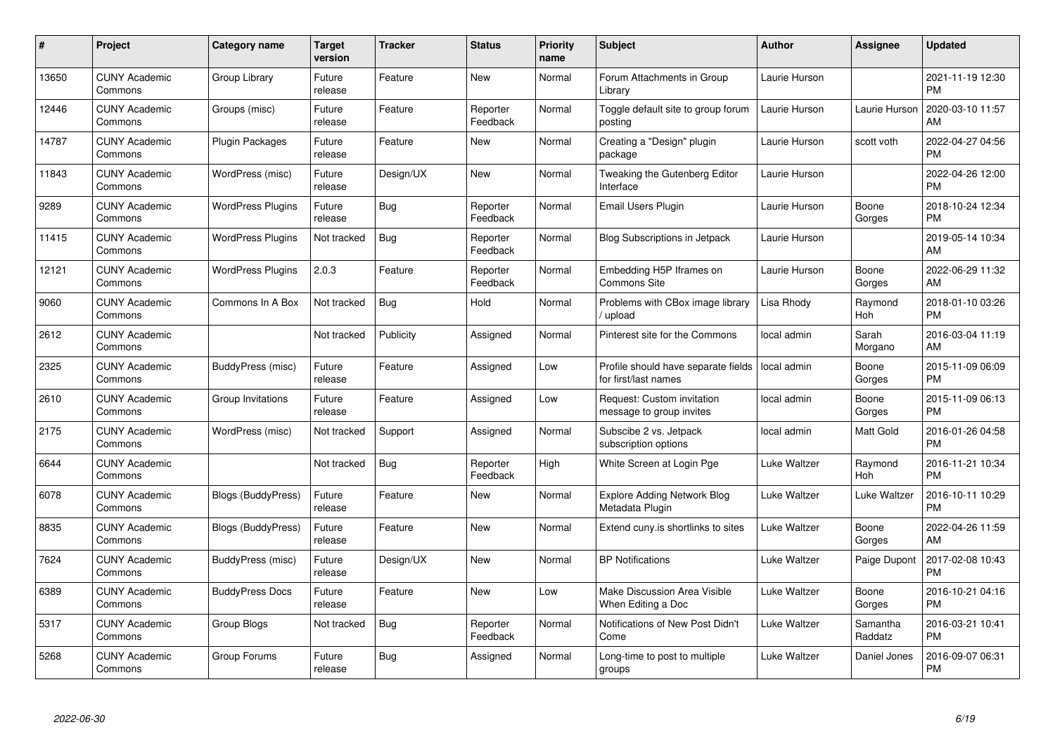| # | Project | Category name | Target version | Tracker | Status | Priority name | Subject | Author | Assignee | Updated |
|---|---|---|---|---|---|---|---|---|---|---|
| 13650 | CUNY Academic Commons | Group Library | Future release | Feature | New | Normal | Forum Attachments in Group Library | Laurie Hurson | | 2021-11-19 12:30 PM |
| 12446 | CUNY Academic Commons | Groups (misc) | Future release | Feature | Reporter Feedback | Normal | Toggle default site to group forum posting | Laurie Hurson | Laurie Hurson | 2020-03-10 11:57 AM |
| 14787 | CUNY Academic Commons | Plugin Packages | Future release | Feature | New | Normal | Creating a "Design" plugin package | Laurie Hurson | scott voth | 2022-04-27 04:56 PM |
| 11843 | CUNY Academic Commons | WordPress (misc) | Future release | Design/UX | New | Normal | Tweaking the Gutenberg Editor Interface | Laurie Hurson | | 2022-04-26 12:00 PM |
| 9289 | CUNY Academic Commons | WordPress Plugins | Future release | Bug | Reporter Feedback | Normal | Email Users Plugin | Laurie Hurson | Boone Gorges | 2018-10-24 12:34 PM |
| 11415 | CUNY Academic Commons | WordPress Plugins | Not tracked | Bug | Reporter Feedback | Normal | Blog Subscriptions in Jetpack | Laurie Hurson | | 2019-05-14 10:34 AM |
| 12121 | CUNY Academic Commons | WordPress Plugins | 2.0.3 | Feature | Reporter Feedback | Normal | Embedding H5P Iframes on Commons Site | Laurie Hurson | Boone Gorges | 2022-06-29 11:32 AM |
| 9060 | CUNY Academic Commons | Commons In A Box | Not tracked | Bug | Hold | Normal | Problems with CBox image library / upload | Lisa Rhody | Raymond Hoh | 2018-01-10 03:26 PM |
| 2612 | CUNY Academic Commons | | Not tracked | Publicity | Assigned | Normal | Pinterest site for the Commons | local admin | Sarah Morgano | 2016-03-04 11:19 AM |
| 2325 | CUNY Academic Commons | BuddyPress (misc) | Future release | Feature | Assigned | Low | Profile should have separate fields for first/last names | local admin | Boone Gorges | 2015-11-09 06:09 PM |
| 2610 | CUNY Academic Commons | Group Invitations | Future release | Feature | Assigned | Low | Request: Custom invitation message to group invites | local admin | Boone Gorges | 2015-11-09 06:13 PM |
| 2175 | CUNY Academic Commons | WordPress (misc) | Not tracked | Support | Assigned | Normal | Subscibe 2 vs. Jetpack subscription options | local admin | Matt Gold | 2016-01-26 04:58 PM |
| 6644 | CUNY Academic Commons | | Not tracked | Bug | Reporter Feedback | High | White Screen at Login Pge | Luke Waltzer | Raymond Hoh | 2016-11-21 10:34 PM |
| 6078 | CUNY Academic Commons | Blogs (BuddyPress) | Future release | Feature | New | Normal | Explore Adding Network Blog Metadata Plugin | Luke Waltzer | Luke Waltzer | 2016-10-11 10:29 PM |
| 8835 | CUNY Academic Commons | Blogs (BuddyPress) | Future release | Feature | New | Normal | Extend cuny.is shortlinks to sites | Luke Waltzer | Boone Gorges | 2022-04-26 11:59 AM |
| 7624 | CUNY Academic Commons | BuddyPress (misc) | Future release | Design/UX | New | Normal | BP Notifications | Luke Waltzer | Paige Dupont | 2017-02-08 10:43 PM |
| 6389 | CUNY Academic Commons | BuddyPress Docs | Future release | Feature | New | Low | Make Discussion Area Visible When Editing a Doc | Luke Waltzer | Boone Gorges | 2016-10-21 04:16 PM |
| 5317 | CUNY Academic Commons | Group Blogs | Not tracked | Bug | Reporter Feedback | Normal | Notifications of New Post Didn't Come | Luke Waltzer | Samantha Raddatz | 2016-03-21 10:41 PM |
| 5268 | CUNY Academic Commons | Group Forums | Future release | Bug | Assigned | Normal | Long-time to post to multiple groups | Luke Waltzer | Daniel Jones | 2016-09-07 06:31 PM |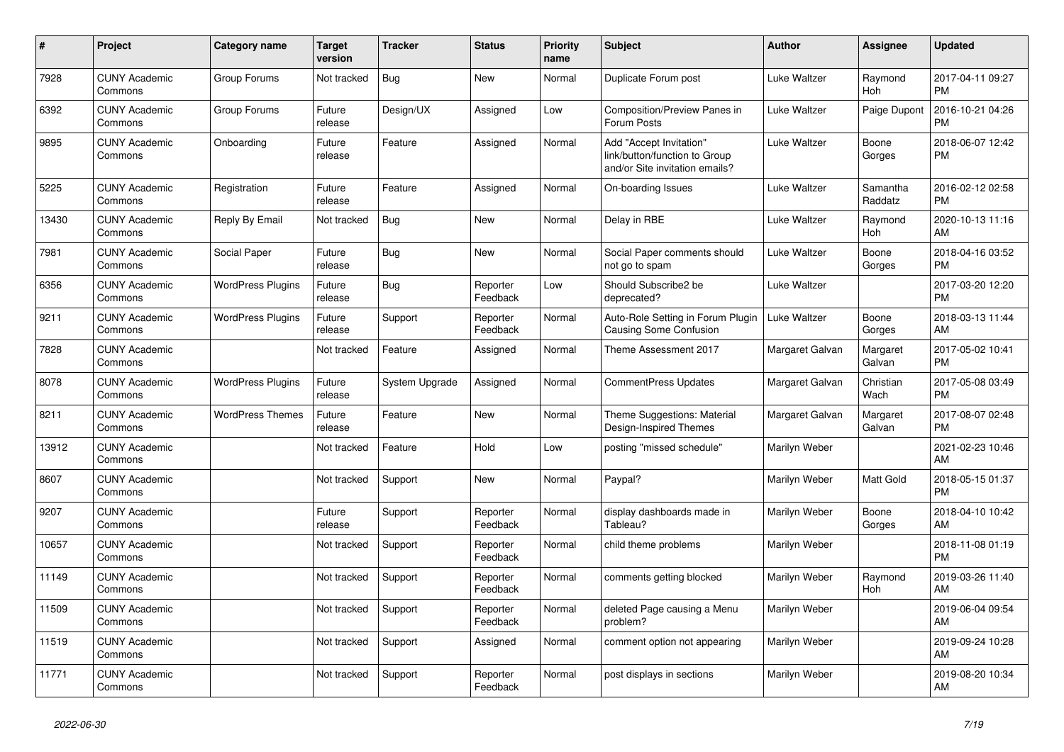| # | Project | Category name | Target version | Tracker | Status | Priority name | Subject | Author | Assignee | Updated |
|---|---|---|---|---|---|---|---|---|---|---|
| 7928 | CUNY Academic Commons | Group Forums | Not tracked | Bug | New | Normal | Duplicate Forum post | Luke Waltzer | Raymond Hoh | 2017-04-11 09:27 PM |
| 6392 | CUNY Academic Commons | Group Forums | Future release | Design/UX | Assigned | Low | Composition/Preview Panes in Forum Posts | Luke Waltzer | Paige Dupont | 2016-10-21 04:26 PM |
| 9895 | CUNY Academic Commons | Onboarding | Future release | Feature | Assigned | Normal | Add "Accept Invitation" link/button/function to Group and/or Site invitation emails? | Luke Waltzer | Boone Gorges | 2018-06-07 12:42 PM |
| 5225 | CUNY Academic Commons | Registration | Future release | Feature | Assigned | Normal | On-boarding Issues | Luke Waltzer | Samantha Raddatz | 2016-02-12 02:58 PM |
| 13430 | CUNY Academic Commons | Reply By Email | Not tracked | Bug | New | Normal | Delay in RBE | Luke Waltzer | Raymond Hoh | 2020-10-13 11:16 AM |
| 7981 | CUNY Academic Commons | Social Paper | Future release | Bug | New | Normal | Social Paper comments should not go to spam | Luke Waltzer | Boone Gorges | 2018-04-16 03:52 PM |
| 6356 | CUNY Academic Commons | WordPress Plugins | Future release | Bug | Reporter Feedback | Low | Should Subscribe2 be deprecated? | Luke Waltzer | | 2017-03-20 12:20 PM |
| 9211 | CUNY Academic Commons | WordPress Plugins | Future release | Support | Reporter Feedback | Normal | Auto-Role Setting in Forum Plugin Causing Some Confusion | Luke Waltzer | Boone Gorges | 2018-03-13 11:44 AM |
| 7828 | CUNY Academic Commons | | Not tracked | Feature | Assigned | Normal | Theme Assessment 2017 | Margaret Galvan | Margaret Galvan | 2017-05-02 10:41 PM |
| 8078 | CUNY Academic Commons | WordPress Plugins | Future release | System Upgrade | Assigned | Normal | CommentPress Updates | Margaret Galvan | Christian Wach | 2017-05-08 03:49 PM |
| 8211 | CUNY Academic Commons | WordPress Themes | Future release | Feature | New | Normal | Theme Suggestions: Material Design-Inspired Themes | Margaret Galvan | Margaret Galvan | 2017-08-07 02:48 PM |
| 13912 | CUNY Academic Commons | | Not tracked | Feature | Hold | Low | posting "missed schedule" | Marilyn Weber | | 2021-02-23 10:46 AM |
| 8607 | CUNY Academic Commons | | Not tracked | Support | New | Normal | Paypal? | Marilyn Weber | Matt Gold | 2018-05-15 01:37 PM |
| 9207 | CUNY Academic Commons | | Future release | Support | Reporter Feedback | Normal | display dashboards made in Tableau? | Marilyn Weber | Boone Gorges | 2018-04-10 10:42 AM |
| 10657 | CUNY Academic Commons | | Not tracked | Support | Reporter Feedback | Normal | child theme problems | Marilyn Weber | | 2018-11-08 01:19 PM |
| 11149 | CUNY Academic Commons | | Not tracked | Support | Reporter Feedback | Normal | comments getting blocked | Marilyn Weber | Raymond Hoh | 2019-03-26 11:40 AM |
| 11509 | CUNY Academic Commons | | Not tracked | Support | Reporter Feedback | Normal | deleted Page causing a Menu problem? | Marilyn Weber | | 2019-06-04 09:54 AM |
| 11519 | CUNY Academic Commons | | Not tracked | Support | Assigned | Normal | comment option not appearing | Marilyn Weber | | 2019-09-24 10:28 AM |
| 11771 | CUNY Academic Commons | | Not tracked | Support | Reporter Feedback | Normal | post displays in sections | Marilyn Weber | | 2019-08-20 10:34 AM |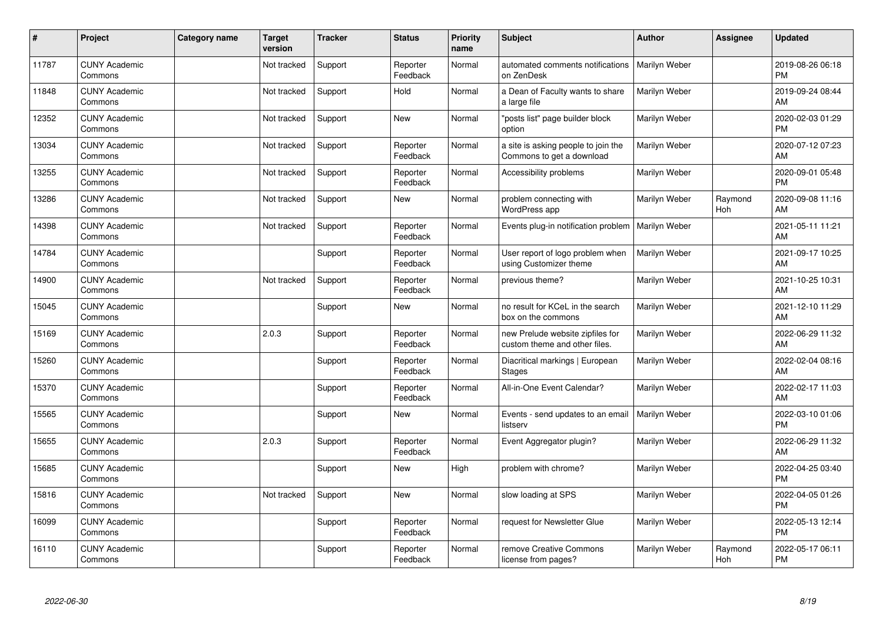| # | Project | Category name | Target version | Tracker | Status | Priority name | Subject | Author | Assignee | Updated |
|---|---|---|---|---|---|---|---|---|---|---|
| 11787 | CUNY Academic Commons | | Not tracked | Support | Reporter Feedback | Normal | automated comments notifications on ZenDesk | Marilyn Weber | | 2019-08-26 06:18 PM |
| 11848 | CUNY Academic Commons | | Not tracked | Support | Hold | Normal | a Dean of Faculty wants to share a large file | Marilyn Weber | | 2019-09-24 08:44 AM |
| 12352 | CUNY Academic Commons | | Not tracked | Support | New | Normal | "posts list" page builder block option | Marilyn Weber | | 2020-02-03 01:29 PM |
| 13034 | CUNY Academic Commons | | Not tracked | Support | Reporter Feedback | Normal | a site is asking people to join the Commons to get a download | Marilyn Weber | | 2020-07-12 07:23 AM |
| 13255 | CUNY Academic Commons | | Not tracked | Support | Reporter Feedback | Normal | Accessibility problems | Marilyn Weber | | 2020-09-01 05:48 PM |
| 13286 | CUNY Academic Commons | | Not tracked | Support | New | Normal | problem connecting with WordPress app | Marilyn Weber | Raymond Hoh | 2020-09-08 11:16 AM |
| 14398 | CUNY Academic Commons | | Not tracked | Support | Reporter Feedback | Normal | Events plug-in notification problem | Marilyn Weber | | 2021-05-11 11:21 AM |
| 14784 | CUNY Academic Commons | | | Support | Reporter Feedback | Normal | User report of logo problem when using Customizer theme | Marilyn Weber | | 2021-09-17 10:25 AM |
| 14900 | CUNY Academic Commons | | Not tracked | Support | Reporter Feedback | Normal | previous theme? | Marilyn Weber | | 2021-10-25 10:31 AM |
| 15045 | CUNY Academic Commons | | | Support | New | Normal | no result for KCeL in the search box on the commons | Marilyn Weber | | 2021-12-10 11:29 AM |
| 15169 | CUNY Academic Commons | | 2.0.3 | Support | Reporter Feedback | Normal | new Prelude website zipfiles for custom theme and other files. | Marilyn Weber | | 2022-06-29 11:32 AM |
| 15260 | CUNY Academic Commons | | | Support | Reporter Feedback | Normal | Diacritical markings \| European Stages | Marilyn Weber | | 2022-02-04 08:16 AM |
| 15370 | CUNY Academic Commons | | | Support | Reporter Feedback | Normal | All-in-One Event Calendar? | Marilyn Weber | | 2022-02-17 11:03 AM |
| 15565 | CUNY Academic Commons | | | Support | New | Normal | Events - send updates to an email listserv | Marilyn Weber | | 2022-03-10 01:06 PM |
| 15655 | CUNY Academic Commons | | 2.0.3 | Support | Reporter Feedback | Normal | Event Aggregator plugin? | Marilyn Weber | | 2022-06-29 11:32 AM |
| 15685 | CUNY Academic Commons | | | Support | New | High | problem with chrome? | Marilyn Weber | | 2022-04-25 03:40 PM |
| 15816 | CUNY Academic Commons | | Not tracked | Support | New | Normal | slow loading at SPS | Marilyn Weber | | 2022-04-05 01:26 PM |
| 16099 | CUNY Academic Commons | | | Support | Reporter Feedback | Normal | request for Newsletter Glue | Marilyn Weber | | 2022-05-13 12:14 PM |
| 16110 | CUNY Academic Commons | | | Support | Reporter Feedback | Normal | remove Creative Commons license from pages? | Marilyn Weber | Raymond Hoh | 2022-05-17 06:11 PM |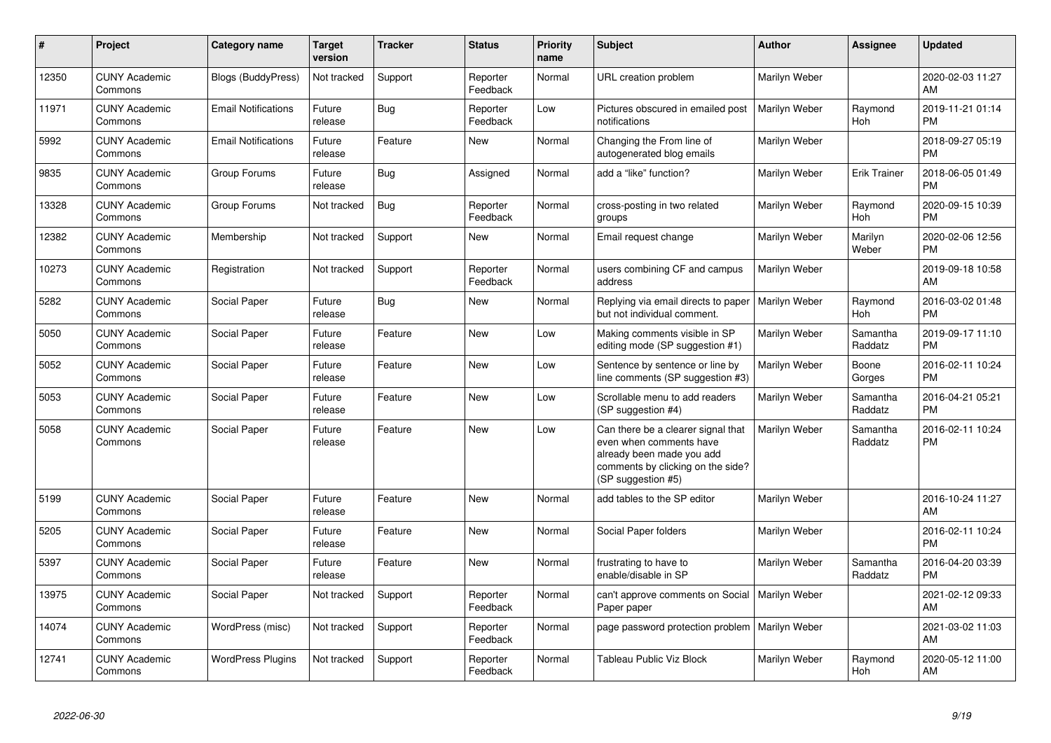| # | Project | Category name | Target version | Tracker | Status | Priority name | Subject | Author | Assignee | Updated |
|---|---|---|---|---|---|---|---|---|---|---|
| 12350 | CUNY Academic Commons | Blogs (BuddyPress) | Not tracked | Support | Reporter Feedback | Normal | URL creation problem | Marilyn Weber | | 2020-02-03 11:27 AM |
| 11971 | CUNY Academic Commons | Email Notifications | Future release | Bug | Reporter Feedback | Low | Pictures obscured in emailed post notifications | Marilyn Weber | Raymond Hoh | 2019-11-21 01:14 PM |
| 5992 | CUNY Academic Commons | Email Notifications | Future release | Feature | New | Normal | Changing the From line of autogenerated blog emails | Marilyn Weber | | 2018-09-27 05:19 PM |
| 9835 | CUNY Academic Commons | Group Forums | Future release | Bug | Assigned | Normal | add a "like" function? | Marilyn Weber | Erik Trainer | 2018-06-05 01:49 PM |
| 13328 | CUNY Academic Commons | Group Forums | Not tracked | Bug | Reporter Feedback | Normal | cross-posting in two related groups | Marilyn Weber | Raymond Hoh | 2020-09-15 10:39 PM |
| 12382 | CUNY Academic Commons | Membership | Not tracked | Support | New | Normal | Email request change | Marilyn Weber | Marilyn Weber | 2020-02-06 12:56 PM |
| 10273 | CUNY Academic Commons | Registration | Not tracked | Support | Reporter Feedback | Normal | users combining CF and campus address | Marilyn Weber | | 2019-09-18 10:58 AM |
| 5282 | CUNY Academic Commons | Social Paper | Future release | Bug | New | Normal | Replying via email directs to paper but not individual comment. | Marilyn Weber | Raymond Hoh | 2016-03-02 01:48 PM |
| 5050 | CUNY Academic Commons | Social Paper | Future release | Feature | New | Low | Making comments visible in SP editing mode (SP suggestion #1) | Marilyn Weber | Samantha Raddatz | 2019-09-17 11:10 PM |
| 5052 | CUNY Academic Commons | Social Paper | Future release | Feature | New | Low | Sentence by sentence or line by line comments (SP suggestion #3) | Marilyn Weber | Boone Gorges | 2016-02-11 10:24 PM |
| 5053 | CUNY Academic Commons | Social Paper | Future release | Feature | New | Low | Scrollable menu to add readers (SP suggestion #4) | Marilyn Weber | Samantha Raddatz | 2016-04-21 05:21 PM |
| 5058 | CUNY Academic Commons | Social Paper | Future release | Feature | New | Low | Can there be a clearer signal that even when comments have already been made you add comments by clicking on the side? (SP suggestion #5) | Marilyn Weber | Samantha Raddatz | 2016-02-11 10:24 PM |
| 5199 | CUNY Academic Commons | Social Paper | Future release | Feature | New | Normal | add tables to the SP editor | Marilyn Weber | | 2016-10-24 11:27 AM |
| 5205 | CUNY Academic Commons | Social Paper | Future release | Feature | New | Normal | Social Paper folders | Marilyn Weber | | 2016-02-11 10:24 PM |
| 5397 | CUNY Academic Commons | Social Paper | Future release | Feature | New | Normal | frustrating to have to enable/disable in SP | Marilyn Weber | Samantha Raddatz | 2016-04-20 03:39 PM |
| 13975 | CUNY Academic Commons | Social Paper | Not tracked | Support | Reporter Feedback | Normal | can't approve comments on Social Paper paper | Marilyn Weber | | 2021-02-12 09:33 AM |
| 14074 | CUNY Academic Commons | WordPress (misc) | Not tracked | Support | Reporter Feedback | Normal | page password protection problem | Marilyn Weber | | 2021-03-02 11:03 AM |
| 12741 | CUNY Academic Commons | WordPress Plugins | Not tracked | Support | Reporter Feedback | Normal | Tableau Public Viz Block | Marilyn Weber | Raymond Hoh | 2020-05-12 11:00 AM |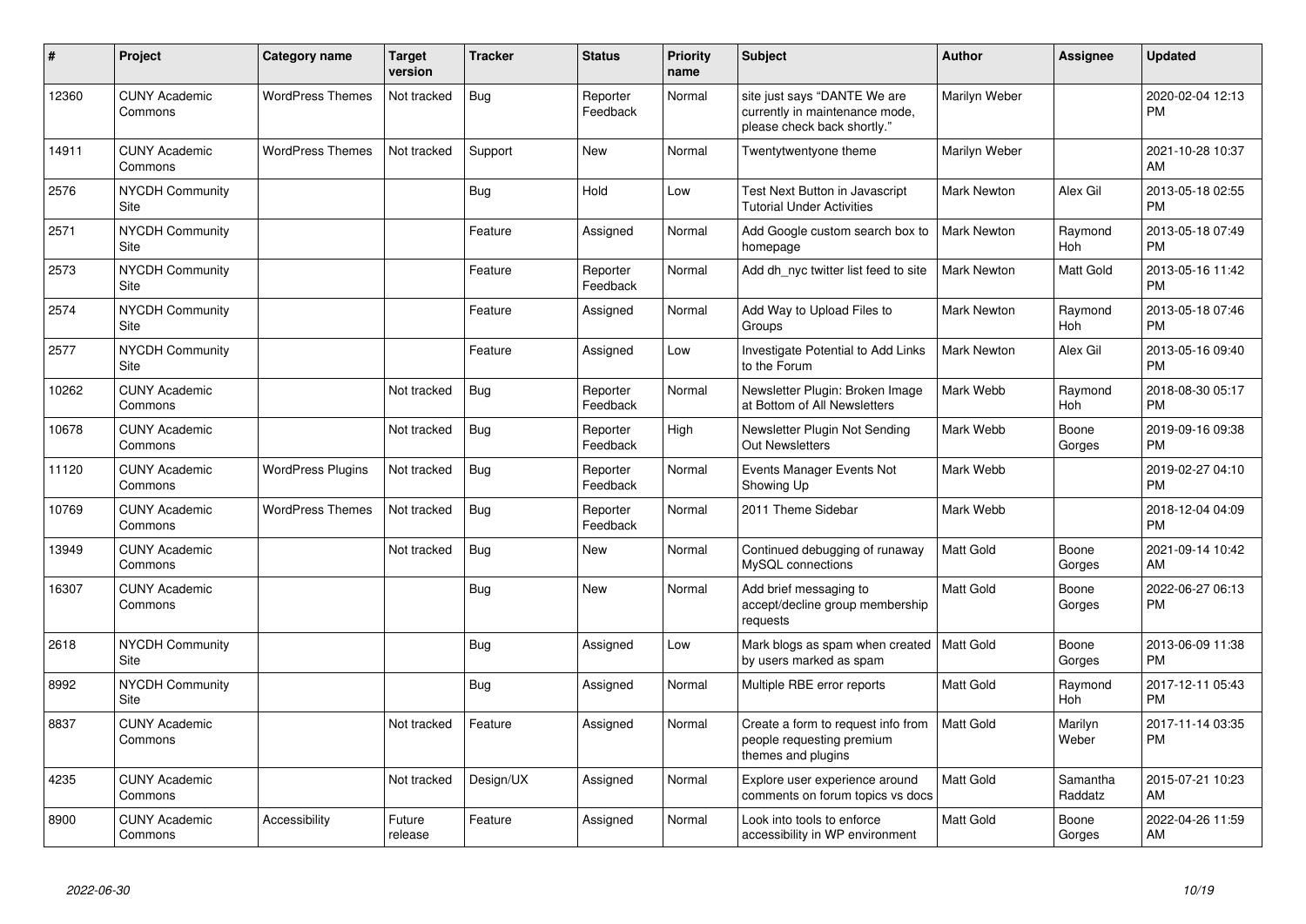| # | Project | Category name | Target version | Tracker | Status | Priority name | Subject | Author | Assignee | Updated |
|---|---|---|---|---|---|---|---|---|---|---|
| 12360 | CUNY Academic Commons | WordPress Themes | Not tracked | Bug | Reporter Feedback | Normal | site just says "DANTE We are currently in maintenance mode, please check back shortly." | Marilyn Weber | | 2020-02-04 12:13 PM |
| 14911 | CUNY Academic Commons | WordPress Themes | Not tracked | Support | New | Normal | Twentytwentyone theme | Marilyn Weber | | 2021-10-28 10:37 AM |
| 2576 | NYCDH Community Site | | | Bug | Hold | Low | Test Next Button in Javascript Tutorial Under Activities | Mark Newton | Alex Gil | 2013-05-18 02:55 PM |
| 2571 | NYCDH Community Site | | | Feature | Assigned | Normal | Add Google custom search box to homepage | Mark Newton | Raymond Hoh | 2013-05-18 07:49 PM |
| 2573 | NYCDH Community Site | | | Feature | Reporter Feedback | Normal | Add dh_nyc twitter list feed to site | Mark Newton | Matt Gold | 2013-05-16 11:42 PM |
| 2574 | NYCDH Community Site | | | Feature | Assigned | Normal | Add Way to Upload Files to Groups | Mark Newton | Raymond Hoh | 2013-05-18 07:46 PM |
| 2577 | NYCDH Community Site | | | Feature | Assigned | Low | Investigate Potential to Add Links to the Forum | Mark Newton | Alex Gil | 2013-05-16 09:40 PM |
| 10262 | CUNY Academic Commons | | Not tracked | Bug | Reporter Feedback | Normal | Newsletter Plugin: Broken Image at Bottom of All Newsletters | Mark Webb | Raymond Hoh | 2018-08-30 05:17 PM |
| 10678 | CUNY Academic Commons | | Not tracked | Bug | Reporter Feedback | High | Newsletter Plugin Not Sending Out Newsletters | Mark Webb | Boone Gorges | 2019-09-16 09:38 PM |
| 11120 | CUNY Academic Commons | WordPress Plugins | Not tracked | Bug | Reporter Feedback | Normal | Events Manager Events Not Showing Up | Mark Webb | | 2019-02-27 04:10 PM |
| 10769 | CUNY Academic Commons | WordPress Themes | Not tracked | Bug | Reporter Feedback | Normal | 2011 Theme Sidebar | Mark Webb | | 2018-12-04 04:09 PM |
| 13949 | CUNY Academic Commons | | Not tracked | Bug | New | Normal | Continued debugging of runaway MySQL connections | Matt Gold | Boone Gorges | 2021-09-14 10:42 AM |
| 16307 | CUNY Academic Commons | | | Bug | New | Normal | Add brief messaging to accept/decline group membership requests | Matt Gold | Boone Gorges | 2022-06-27 06:13 PM |
| 2618 | NYCDH Community Site | | | Bug | Assigned | Low | Mark blogs as spam when created by users marked as spam | Matt Gold | Boone Gorges | 2013-06-09 11:38 PM |
| 8992 | NYCDH Community Site | | | Bug | Assigned | Normal | Multiple RBE error reports | Matt Gold | Raymond Hoh | 2017-12-11 05:43 PM |
| 8837 | CUNY Academic Commons | | Not tracked | Feature | Assigned | Normal | Create a form to request info from people requesting premium themes and plugins | Matt Gold | Marilyn Weber | 2017-11-14 03:35 PM |
| 4235 | CUNY Academic Commons | | Not tracked | Design/UX | Assigned | Normal | Explore user experience around comments on forum topics vs docs | Matt Gold | Samantha Raddatz | 2015-07-21 10:23 AM |
| 8900 | CUNY Academic Commons | Accessibility | Future release | Feature | Assigned | Normal | Look into tools to enforce accessibility in WP environment | Matt Gold | Boone Gorges | 2022-04-26 11:59 AM |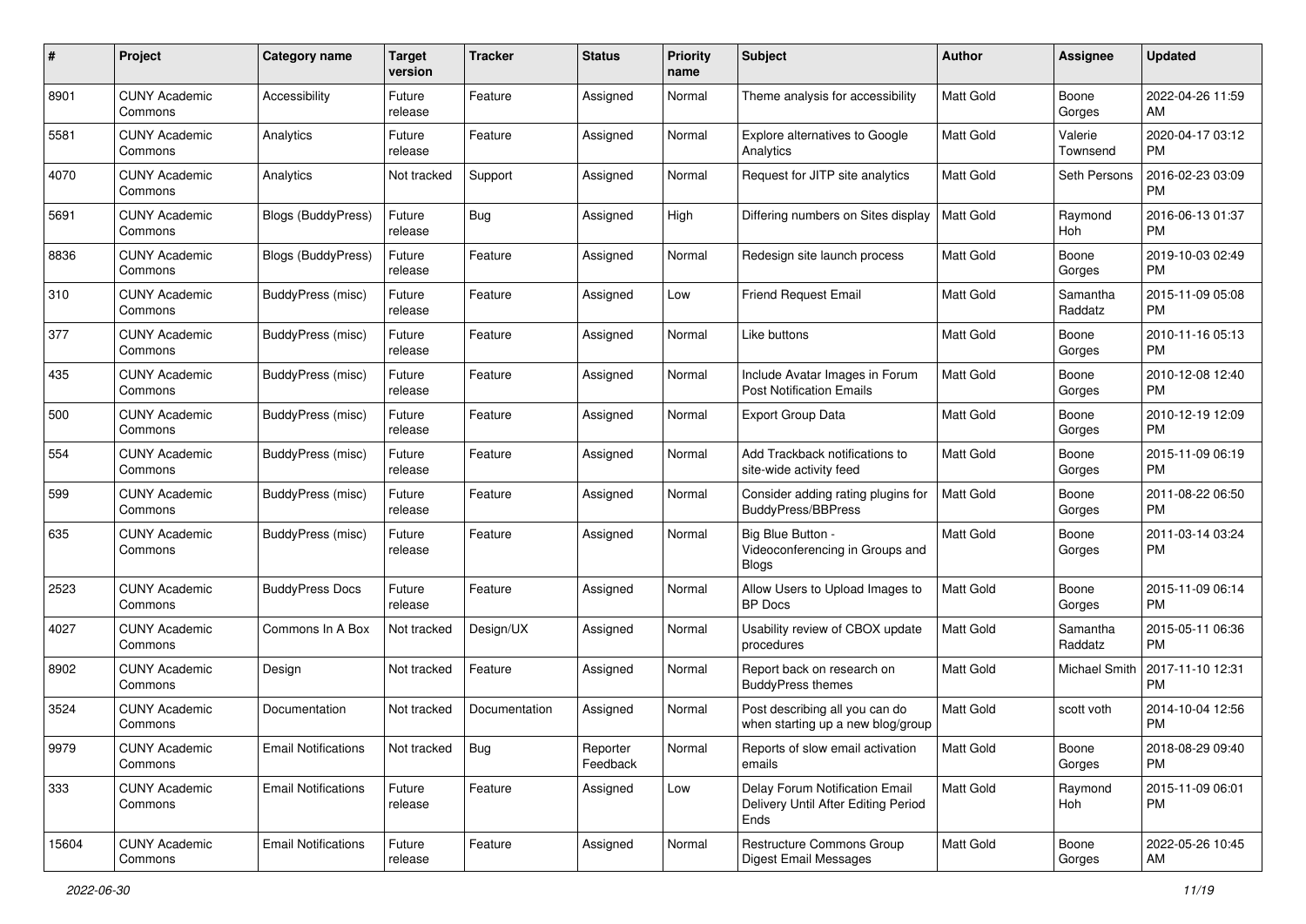| # | Project | Category name | Target version | Tracker | Status | Priority name | Subject | Author | Assignee | Updated |
|---|---|---|---|---|---|---|---|---|---|---|
| 8901 | CUNY Academic Commons | Accessibility | Future release | Feature | Assigned | Normal | Theme analysis for accessibility | Matt Gold | Boone Gorges | 2022-04-26 11:59 AM |
| 5581 | CUNY Academic Commons | Analytics | Future release | Feature | Assigned | Normal | Explore alternatives to Google Analytics | Matt Gold | Valerie Townsend | 2020-04-17 03:12 PM |
| 4070 | CUNY Academic Commons | Analytics | Not tracked | Support | Assigned | Normal | Request for JITP site analytics | Matt Gold | Seth Persons | 2016-02-23 03:09 PM |
| 5691 | CUNY Academic Commons | Blogs (BuddyPress) | Future release | Bug | Assigned | High | Differing numbers on Sites display | Matt Gold | Raymond Hoh | 2016-06-13 01:37 PM |
| 8836 | CUNY Academic Commons | Blogs (BuddyPress) | Future release | Feature | Assigned | Normal | Redesign site launch process | Matt Gold | Boone Gorges | 2019-10-03 02:49 PM |
| 310 | CUNY Academic Commons | BuddyPress (misc) | Future release | Feature | Assigned | Low | Friend Request Email | Matt Gold | Samantha Raddatz | 2015-11-09 05:08 PM |
| 377 | CUNY Academic Commons | BuddyPress (misc) | Future release | Feature | Assigned | Normal | Like buttons | Matt Gold | Boone Gorges | 2010-11-16 05:13 PM |
| 435 | CUNY Academic Commons | BuddyPress (misc) | Future release | Feature | Assigned | Normal | Include Avatar Images in Forum Post Notification Emails | Matt Gold | Boone Gorges | 2010-12-08 12:40 PM |
| 500 | CUNY Academic Commons | BuddyPress (misc) | Future release | Feature | Assigned | Normal | Export Group Data | Matt Gold | Boone Gorges | 2010-12-19 12:09 PM |
| 554 | CUNY Academic Commons | BuddyPress (misc) | Future release | Feature | Assigned | Normal | Add Trackback notifications to site-wide activity feed | Matt Gold | Boone Gorges | 2015-11-09 06:19 PM |
| 599 | CUNY Academic Commons | BuddyPress (misc) | Future release | Feature | Assigned | Normal | Consider adding rating plugins for BuddyPress/BBPress | Matt Gold | Boone Gorges | 2011-08-22 06:50 PM |
| 635 | CUNY Academic Commons | BuddyPress (misc) | Future release | Feature | Assigned | Normal | Big Blue Button - Videoconferencing in Groups and Blogs | Matt Gold | Boone Gorges | 2011-03-14 03:24 PM |
| 2523 | CUNY Academic Commons | BuddyPress Docs | Future release | Feature | Assigned | Normal | Allow Users to Upload Images to BP Docs | Matt Gold | Boone Gorges | 2015-11-09 06:14 PM |
| 4027 | CUNY Academic Commons | Commons In A Box | Not tracked | Design/UX | Assigned | Normal | Usability review of CBOX update procedures | Matt Gold | Samantha Raddatz | 2015-05-11 06:36 PM |
| 8902 | CUNY Academic Commons | Design | Not tracked | Feature | Assigned | Normal | Report back on research on BuddyPress themes | Matt Gold | Michael Smith | 2017-11-10 12:31 PM |
| 3524 | CUNY Academic Commons | Documentation | Not tracked | Documentation | Assigned | Normal | Post describing all you can do when starting up a new blog/group | Matt Gold | scott voth | 2014-10-04 12:56 PM |
| 9979 | CUNY Academic Commons | Email Notifications | Not tracked | Bug | Reporter Feedback | Normal | Reports of slow email activation emails | Matt Gold | Boone Gorges | 2018-08-29 09:40 PM |
| 333 | CUNY Academic Commons | Email Notifications | Future release | Feature | Assigned | Low | Delay Forum Notification Email Delivery Until After Editing Period Ends | Matt Gold | Raymond Hoh | 2015-11-09 06:01 PM |
| 15604 | CUNY Academic Commons | Email Notifications | Future release | Feature | Assigned | Normal | Restructure Commons Group Digest Email Messages | Matt Gold | Boone Gorges | 2022-05-26 10:45 AM |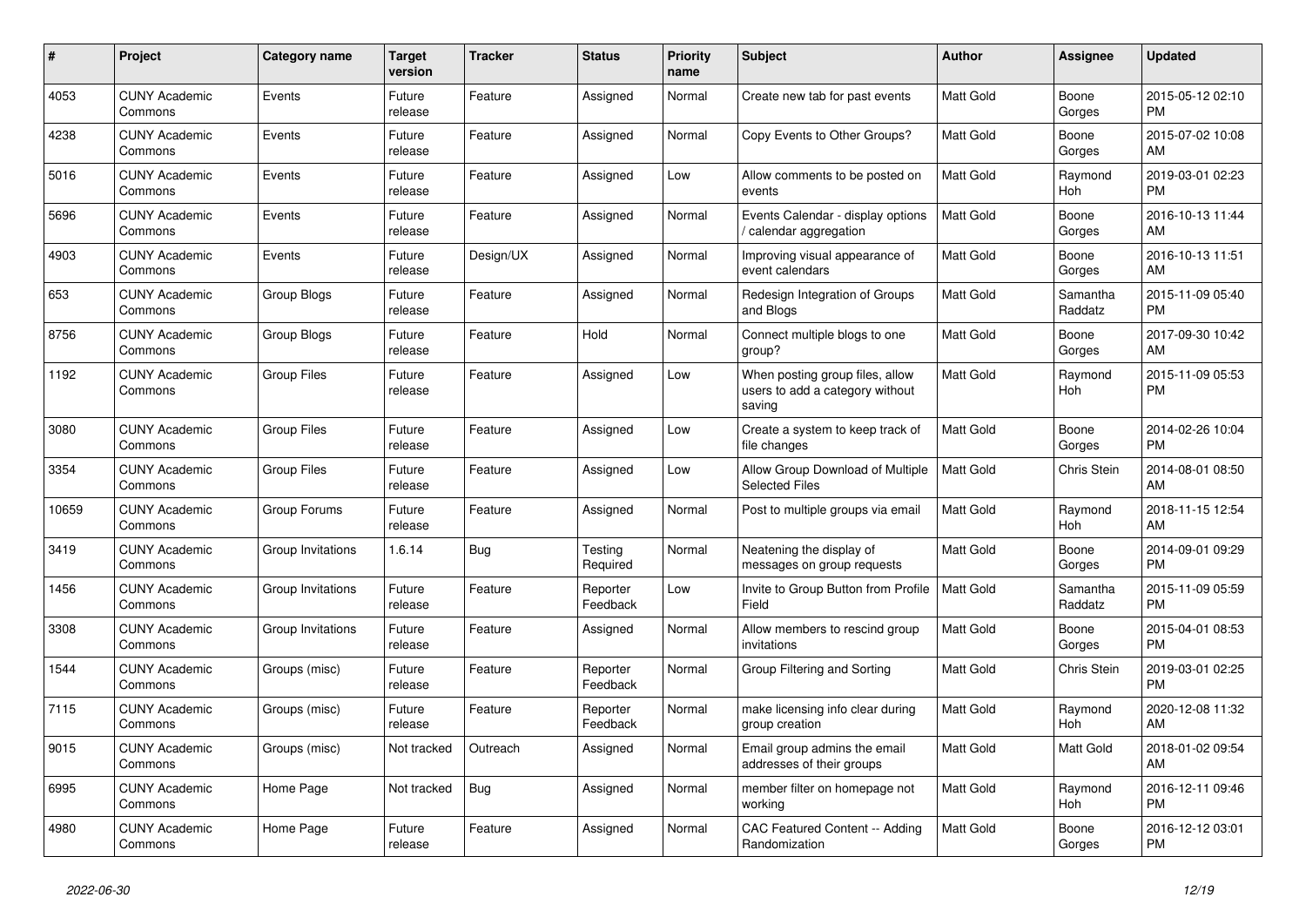| # | Project | Category name | Target version | Tracker | Status | Priority name | Subject | Author | Assignee | Updated |
|---|---|---|---|---|---|---|---|---|---|---|
| 4053 | CUNY Academic Commons | Events | Future release | Feature | Assigned | Normal | Create new tab for past events | Matt Gold | Boone Gorges | 2015-05-12 02:10 PM |
| 4238 | CUNY Academic Commons | Events | Future release | Feature | Assigned | Normal | Copy Events to Other Groups? | Matt Gold | Boone Gorges | 2015-07-02 10:08 AM |
| 5016 | CUNY Academic Commons | Events | Future release | Feature | Assigned | Low | Allow comments to be posted on events | Matt Gold | Raymond Hoh | 2019-03-01 02:23 PM |
| 5696 | CUNY Academic Commons | Events | Future release | Feature | Assigned | Normal | Events Calendar - display options / calendar aggregation | Matt Gold | Boone Gorges | 2016-10-13 11:44 AM |
| 4903 | CUNY Academic Commons | Events | Future release | Design/UX | Assigned | Normal | Improving visual appearance of event calendars | Matt Gold | Boone Gorges | 2016-10-13 11:51 AM |
| 653 | CUNY Academic Commons | Group Blogs | Future release | Feature | Assigned | Normal | Redesign Integration of Groups and Blogs | Matt Gold | Samantha Raddatz | 2015-11-09 05:40 PM |
| 8756 | CUNY Academic Commons | Group Blogs | Future release | Feature | Hold | Normal | Connect multiple blogs to one group? | Matt Gold | Boone Gorges | 2017-09-30 10:42 AM |
| 1192 | CUNY Academic Commons | Group Files | Future release | Feature | Assigned | Low | When posting group files, allow users to add a category without saving | Matt Gold | Raymond Hoh | 2015-11-09 05:53 PM |
| 3080 | CUNY Academic Commons | Group Files | Future release | Feature | Assigned | Low | Create a system to keep track of file changes | Matt Gold | Boone Gorges | 2014-02-26 10:04 PM |
| 3354 | CUNY Academic Commons | Group Files | Future release | Feature | Assigned | Low | Allow Group Download of Multiple Selected Files | Matt Gold | Chris Stein | 2014-08-01 08:50 AM |
| 10659 | CUNY Academic Commons | Group Forums | Future release | Feature | Assigned | Normal | Post to multiple groups via email | Matt Gold | Raymond Hoh | 2018-11-15 12:54 AM |
| 3419 | CUNY Academic Commons | Group Invitations | 1.6.14 | Bug | Testing Required | Normal | Neatening the display of messages on group requests | Matt Gold | Boone Gorges | 2014-09-01 09:29 PM |
| 1456 | CUNY Academic Commons | Group Invitations | Future release | Feature | Reporter Feedback | Low | Invite to Group Button from Profile Field | Matt Gold | Samantha Raddatz | 2015-11-09 05:59 PM |
| 3308 | CUNY Academic Commons | Group Invitations | Future release | Feature | Assigned | Normal | Allow members to rescind group invitations | Matt Gold | Boone Gorges | 2015-04-01 08:53 PM |
| 1544 | CUNY Academic Commons | Groups (misc) | Future release | Feature | Reporter Feedback | Normal | Group Filtering and Sorting | Matt Gold | Chris Stein | 2019-03-01 02:25 PM |
| 7115 | CUNY Academic Commons | Groups (misc) | Future release | Feature | Reporter Feedback | Normal | make licensing info clear during group creation | Matt Gold | Raymond Hoh | 2020-12-08 11:32 AM |
| 9015 | CUNY Academic Commons | Groups (misc) | Not tracked | Outreach | Assigned | Normal | Email group admins the email addresses of their groups | Matt Gold | Matt Gold | 2018-01-02 09:54 AM |
| 6995 | CUNY Academic Commons | Home Page | Not tracked | Bug | Assigned | Normal | member filter on homepage not working | Matt Gold | Raymond Hoh | 2016-12-11 09:46 PM |
| 4980 | CUNY Academic Commons | Home Page | Future release | Feature | Assigned | Normal | CAC Featured Content -- Adding Randomization | Matt Gold | Boone Gorges | 2016-12-12 03:01 PM |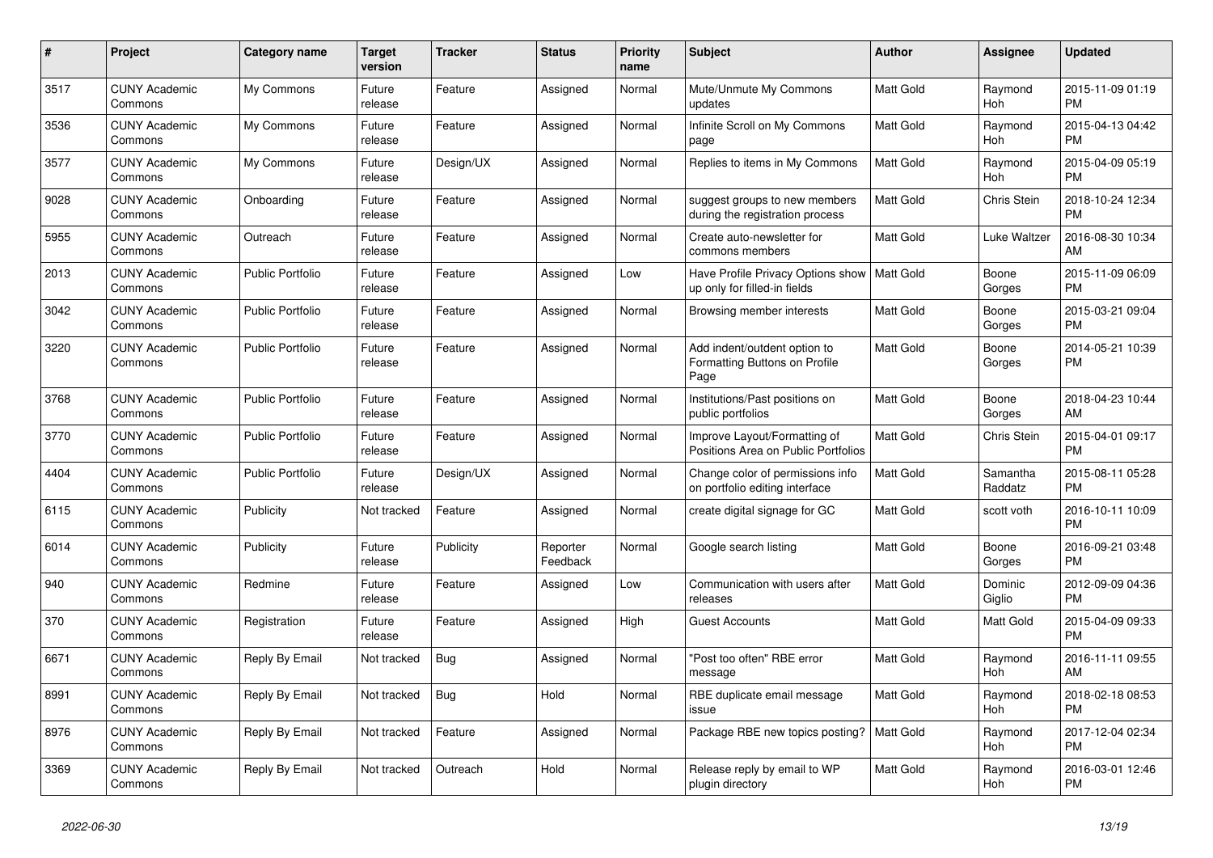| # | Project | Category name | Target version | Tracker | Status | Priority name | Subject | Author | Assignee | Updated |
|---|---|---|---|---|---|---|---|---|---|---|
| 3517 | CUNY Academic Commons | My Commons | Future release | Feature | Assigned | Normal | Mute/Unmute My Commons updates | Matt Gold | Raymond Hoh | 2015-11-09 01:19 PM |
| 3536 | CUNY Academic Commons | My Commons | Future release | Feature | Assigned | Normal | Infinite Scroll on My Commons page | Matt Gold | Raymond Hoh | 2015-04-13 04:42 PM |
| 3577 | CUNY Academic Commons | My Commons | Future release | Design/UX | Assigned | Normal | Replies to items in My Commons | Matt Gold | Raymond Hoh | 2015-04-09 05:19 PM |
| 9028 | CUNY Academic Commons | Onboarding | Future release | Feature | Assigned | Normal | suggest groups to new members during the registration process | Matt Gold | Chris Stein | 2018-10-24 12:34 PM |
| 5955 | CUNY Academic Commons | Outreach | Future release | Feature | Assigned | Normal | Create auto-newsletter for commons members | Matt Gold | Luke Waltzer | 2016-08-30 10:34 AM |
| 2013 | CUNY Academic Commons | Public Portfolio | Future release | Feature | Assigned | Low | Have Profile Privacy Options show up only for filled-in fields | Matt Gold | Boone Gorges | 2015-11-09 06:09 PM |
| 3042 | CUNY Academic Commons | Public Portfolio | Future release | Feature | Assigned | Normal | Browsing member interests | Matt Gold | Boone Gorges | 2015-03-21 09:04 PM |
| 3220 | CUNY Academic Commons | Public Portfolio | Future release | Feature | Assigned | Normal | Add indent/outdent option to Formatting Buttons on Profile Page | Matt Gold | Boone Gorges | 2014-05-21 10:39 PM |
| 3768 | CUNY Academic Commons | Public Portfolio | Future release | Feature | Assigned | Normal | Institutions/Past positions on public portfolios | Matt Gold | Boone Gorges | 2018-04-23 10:44 AM |
| 3770 | CUNY Academic Commons | Public Portfolio | Future release | Feature | Assigned | Normal | Improve Layout/Formatting of Positions Area on Public Portfolios | Matt Gold | Chris Stein | 2015-04-01 09:17 PM |
| 4404 | CUNY Academic Commons | Public Portfolio | Future release | Design/UX | Assigned | Normal | Change color of permissions info on portfolio editing interface | Matt Gold | Samantha Raddatz | 2015-08-11 05:28 PM |
| 6115 | CUNY Academic Commons | Publicity | Not tracked | Feature | Assigned | Normal | create digital signage for GC | Matt Gold | scott voth | 2016-10-11 10:09 PM |
| 6014 | CUNY Academic Commons | Publicity | Future release | Publicity | Reporter Feedback | Normal | Google search listing | Matt Gold | Boone Gorges | 2016-09-21 03:48 PM |
| 940 | CUNY Academic Commons | Redmine | Future release | Feature | Assigned | Low | Communication with users after releases | Matt Gold | Dominic Giglio | 2012-09-09 04:36 PM |
| 370 | CUNY Academic Commons | Registration | Future release | Feature | Assigned | High | Guest Accounts | Matt Gold | Matt Gold | 2015-04-09 09:33 PM |
| 6671 | CUNY Academic Commons | Reply By Email | Not tracked | Bug | Assigned | Normal | "Post too often" RBE error message | Matt Gold | Raymond Hoh | 2016-11-11 09:55 AM |
| 8991 | CUNY Academic Commons | Reply By Email | Not tracked | Bug | Hold | Normal | RBE duplicate email message issue | Matt Gold | Raymond Hoh | 2018-02-18 08:53 PM |
| 8976 | CUNY Academic Commons | Reply By Email | Not tracked | Feature | Assigned | Normal | Package RBE new topics posting? | Matt Gold | Raymond Hoh | 2017-12-04 02:34 PM |
| 3369 | CUNY Academic Commons | Reply By Email | Not tracked | Outreach | Hold | Normal | Release reply by email to WP plugin directory | Matt Gold | Raymond Hoh | 2016-03-01 12:46 PM |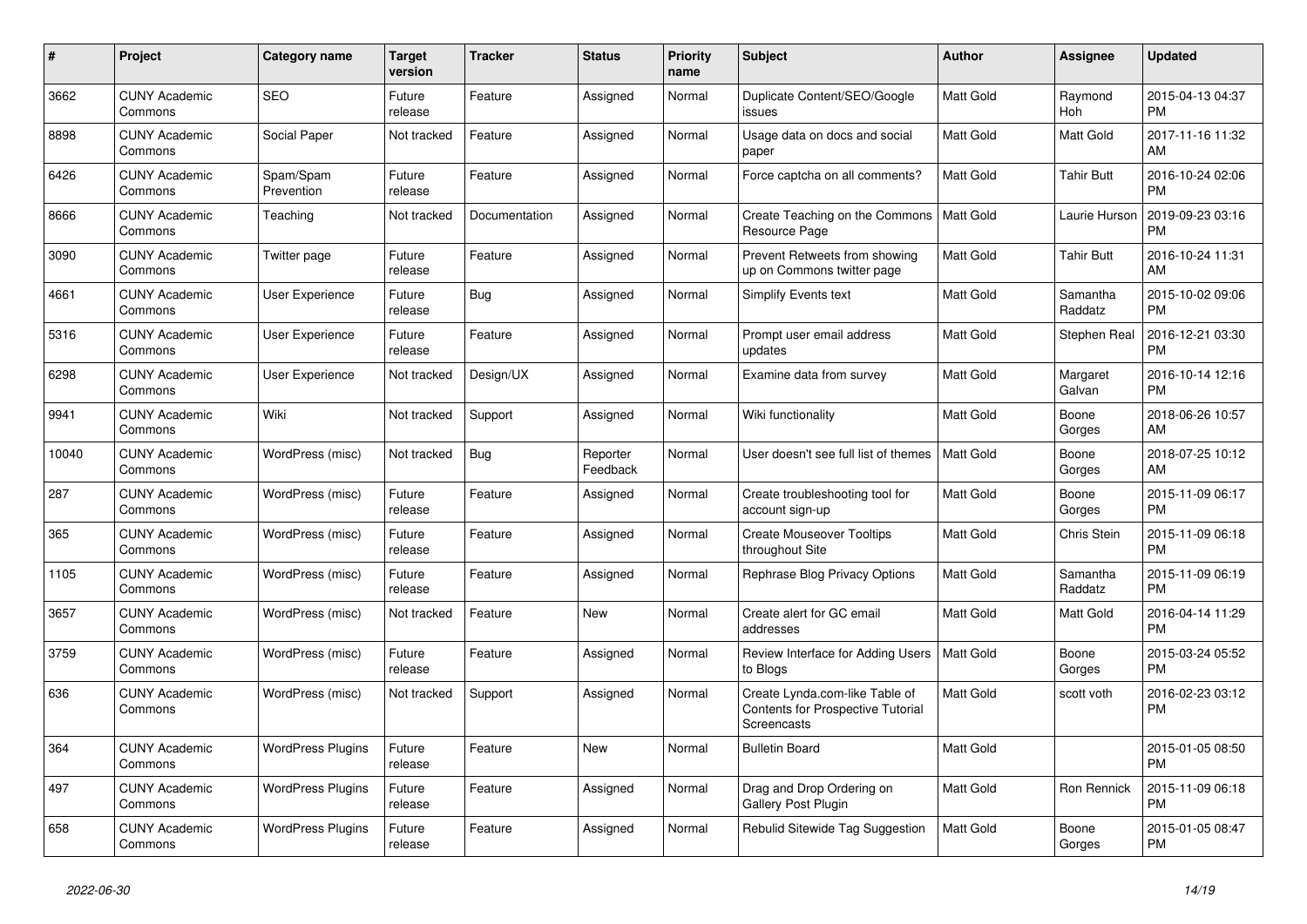| # | Project | Category name | Target version | Tracker | Status | Priority name | Subject | Author | Assignee | Updated |
|---|---|---|---|---|---|---|---|---|---|---|
| 3662 | CUNY Academic Commons | SEO | Future release | Feature | Assigned | Normal | Duplicate Content/SEO/Google issues | Matt Gold | Raymond Hoh | 2015-04-13 04:37 PM |
| 8898 | CUNY Academic Commons | Social Paper | Not tracked | Feature | Assigned | Normal | Usage data on docs and social paper | Matt Gold | Matt Gold | 2017-11-16 11:32 AM |
| 6426 | CUNY Academic Commons | Spam/Spam Prevention | Future release | Feature | Assigned | Normal | Force captcha on all comments? | Matt Gold | Tahir Butt | 2016-10-24 02:06 PM |
| 8666 | CUNY Academic Commons | Teaching | Not tracked | Documentation | Assigned | Normal | Create Teaching on the Commons Resource Page | Matt Gold | Laurie Hurson | 2019-09-23 03:16 PM |
| 3090 | CUNY Academic Commons | Twitter page | Future release | Feature | Assigned | Normal | Prevent Retweets from showing up on Commons twitter page | Matt Gold | Tahir Butt | 2016-10-24 11:31 AM |
| 4661 | CUNY Academic Commons | User Experience | Future release | Bug | Assigned | Normal | Simplify Events text | Matt Gold | Samantha Raddatz | 2015-10-02 09:06 PM |
| 5316 | CUNY Academic Commons | User Experience | Future release | Feature | Assigned | Normal | Prompt user email address updates | Matt Gold | Stephen Real | 2016-12-21 03:30 PM |
| 6298 | CUNY Academic Commons | User Experience | Not tracked | Design/UX | Assigned | Normal | Examine data from survey | Matt Gold | Margaret Galvan | 2016-10-14 12:16 PM |
| 9941 | CUNY Academic Commons | Wiki | Not tracked | Support | Assigned | Normal | Wiki functionality | Matt Gold | Boone Gorges | 2018-06-26 10:57 AM |
| 10040 | CUNY Academic Commons | WordPress (misc) | Not tracked | Bug | Reporter Feedback | Normal | User doesn't see full list of themes | Matt Gold | Boone Gorges | 2018-07-25 10:12 AM |
| 287 | CUNY Academic Commons | WordPress (misc) | Future release | Feature | Assigned | Normal | Create troubleshooting tool for account sign-up | Matt Gold | Boone Gorges | 2015-11-09 06:17 PM |
| 365 | CUNY Academic Commons | WordPress (misc) | Future release | Feature | Assigned | Normal | Create Mouseover Tooltips throughout Site | Matt Gold | Chris Stein | 2015-11-09 06:18 PM |
| 1105 | CUNY Academic Commons | WordPress (misc) | Future release | Feature | Assigned | Normal | Rephrase Blog Privacy Options | Matt Gold | Samantha Raddatz | 2015-11-09 06:19 PM |
| 3657 | CUNY Academic Commons | WordPress (misc) | Not tracked | Feature | New | Normal | Create alert for GC email addresses | Matt Gold | Matt Gold | 2016-04-14 11:29 PM |
| 3759 | CUNY Academic Commons | WordPress (misc) | Future release | Feature | Assigned | Normal | Review Interface for Adding Users to Blogs | Matt Gold | Boone Gorges | 2015-03-24 05:52 PM |
| 636 | CUNY Academic Commons | WordPress (misc) | Not tracked | Support | Assigned | Normal | Create Lynda.com-like Table of Contents for Prospective Tutorial Screencasts | Matt Gold | scott voth | 2016-02-23 03:12 PM |
| 364 | CUNY Academic Commons | WordPress Plugins | Future release | Feature | New | Normal | Bulletin Board | Matt Gold | | 2015-01-05 08:50 PM |
| 497 | CUNY Academic Commons | WordPress Plugins | Future release | Feature | Assigned | Normal | Drag and Drop Ordering on Gallery Post Plugin | Matt Gold | Ron Rennick | 2015-11-09 06:18 PM |
| 658 | CUNY Academic Commons | WordPress Plugins | Future release | Feature | Assigned | Normal | Rebulid Sitewide Tag Suggestion | Matt Gold | Boone Gorges | 2015-01-05 08:47 PM |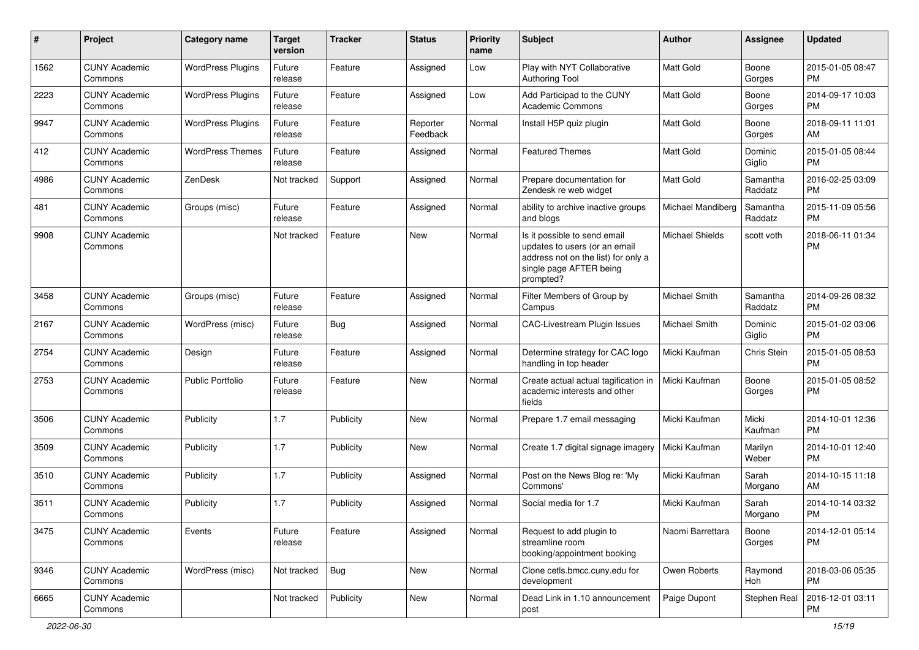| # | Project | Category name | Target version | Tracker | Status | Priority name | Subject | Author | Assignee | Updated |
|---|---|---|---|---|---|---|---|---|---|---|
| 1562 | CUNY Academic Commons | WordPress Plugins | Future release | Feature | Assigned | Low | Play with NYT Collaborative Authoring Tool | Matt Gold | Boone Gorges | 2015-01-05 08:47 PM |
| 2223 | CUNY Academic Commons | WordPress Plugins | Future release | Feature | Assigned | Low | Add Participad to the CUNY Academic Commons | Matt Gold | Boone Gorges | 2014-09-17 10:03 PM |
| 9947 | CUNY Academic Commons | WordPress Plugins | Future release | Feature | Reporter Feedback | Normal | Install H5P quiz plugin | Matt Gold | Boone Gorges | 2018-09-11 11:01 AM |
| 412 | CUNY Academic Commons | WordPress Themes | Future release | Feature | Assigned | Normal | Featured Themes | Matt Gold | Dominic Giglio | 2015-01-05 08:44 PM |
| 4986 | CUNY Academic Commons | ZenDesk | Not tracked | Support | Assigned | Normal | Prepare documentation for Zendesk re web widget | Matt Gold | Samantha Raddatz | 2016-02-25 03:09 PM |
| 481 | CUNY Academic Commons | Groups (misc) | Future release | Feature | Assigned | Normal | ability to archive inactive groups and blogs | Michael Mandiberg | Samantha Raddatz | 2015-11-09 05:56 PM |
| 9908 | CUNY Academic Commons | | Not tracked | Feature | New | Normal | Is it possible to send email updates to users (or an email address not on the list) for only a single page AFTER being prompted? | Michael Shields | scott voth | 2018-06-11 01:34 PM |
| 3458 | CUNY Academic Commons | Groups (misc) | Future release | Feature | Assigned | Normal | Filter Members of Group by Campus | Michael Smith | Samantha Raddatz | 2014-09-26 08:32 PM |
| 2167 | CUNY Academic Commons | WordPress (misc) | Future release | Bug | Assigned | Normal | CAC-Livestream Plugin Issues | Michael Smith | Dominic Giglio | 2015-01-02 03:06 PM |
| 2754 | CUNY Academic Commons | Design | Future release | Feature | Assigned | Normal | Determine strategy for CAC logo handling in top header | Micki Kaufman | Chris Stein | 2015-01-05 08:53 PM |
| 2753 | CUNY Academic Commons | Public Portfolio | Future release | Feature | New | Normal | Create actual actual tagification in academic interests and other fields | Micki Kaufman | Boone Gorges | 2015-01-05 08:52 PM |
| 3506 | CUNY Academic Commons | Publicity | 1.7 | Publicity | New | Normal | Prepare 1.7 email messaging | Micki Kaufman | Micki Kaufman | 2014-10-01 12:36 PM |
| 3509 | CUNY Academic Commons | Publicity | 1.7 | Publicity | New | Normal | Create 1.7 digital signage imagery | Micki Kaufman | Marilyn Weber | 2014-10-01 12:40 PM |
| 3510 | CUNY Academic Commons | Publicity | 1.7 | Publicity | Assigned | Normal | Post on the News Blog re: 'My Commons' | Micki Kaufman | Sarah Morgano | 2014-10-15 11:18 AM |
| 3511 | CUNY Academic Commons | Publicity | 1.7 | Publicity | Assigned | Normal | Social media for 1.7 | Micki Kaufman | Sarah Morgano | 2014-10-14 03:32 PM |
| 3475 | CUNY Academic Commons | Events | Future release | Feature | Assigned | Normal | Request to add plugin to streamline room booking/appointment booking | Naomi Barrettara | Boone Gorges | 2014-12-01 05:14 PM |
| 9346 | CUNY Academic Commons | WordPress (misc) | Not tracked | Bug | New | Normal | Clone cetls.bmcc.cuny.edu for development | Owen Roberts | Raymond Hoh | 2018-03-06 05:35 PM |
| 6665 | CUNY Academic Commons | | Not tracked | Publicity | New | Normal | Dead Link in 1.10 announcement post | Paige Dupont | Stephen Real | 2016-12-01 03:11 PM |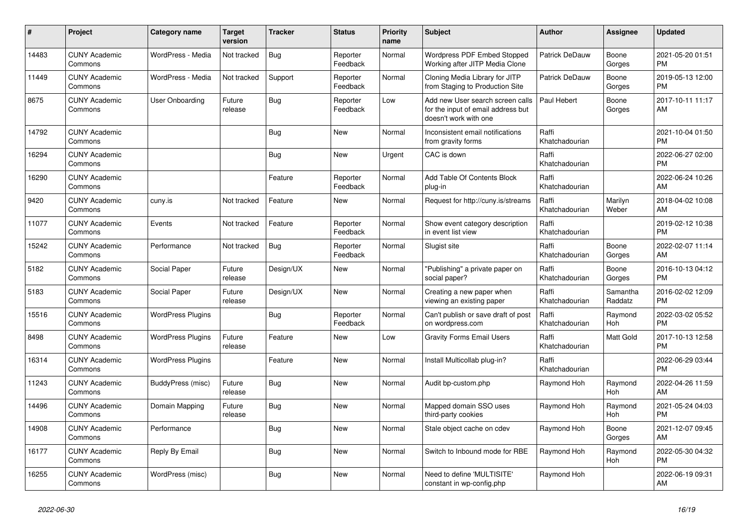| # | Project | Category name | Target version | Tracker | Status | Priority name | Subject | Author | Assignee | Updated |
|---|---|---|---|---|---|---|---|---|---|---|
| 14483 | CUNY Academic Commons | WordPress - Media | Not tracked | Bug | Reporter Feedback | Normal | Wordpress PDF Embed Stopped Working after JITP Media Clone | Patrick DeDauw | Boone Gorges | 2021-05-20 01:51 PM |
| 11449 | CUNY Academic Commons | WordPress - Media | Not tracked | Support | Reporter Feedback | Normal | Cloning Media Library for JITP from Staging to Production Site | Patrick DeDauw | Boone Gorges | 2019-05-13 12:00 PM |
| 8675 | CUNY Academic Commons | User Onboarding | Future release | Bug | Reporter Feedback | Low | Add new User search screen calls for the input of email address but doesn't work with one | Paul Hebert | Boone Gorges | 2017-10-11 11:17 AM |
| 14792 | CUNY Academic Commons | | | Bug | New | Normal | Inconsistent email notifications from gravity forms | Raffi Khatchadourian | | 2021-10-04 01:50 PM |
| 16294 | CUNY Academic Commons | | | Bug | New | Urgent | CAC is down | Raffi Khatchadourian | | 2022-06-27 02:00 PM |
| 16290 | CUNY Academic Commons | | | Feature | Reporter Feedback | Normal | Add Table Of Contents Block plug-in | Raffi Khatchadourian | | 2022-06-24 10:26 AM |
| 9420 | CUNY Academic Commons | cuny.is | Not tracked | Feature | New | Normal | Request for http://cuny.is/streams | Raffi Khatchadourian | Marilyn Weber | 2018-04-02 10:08 AM |
| 11077 | CUNY Academic Commons | Events | Not tracked | Feature | Reporter Feedback | Normal | Show event category description in event list view | Raffi Khatchadourian | | 2019-02-12 10:38 PM |
| 15242 | CUNY Academic Commons | Performance | Not tracked | Bug | Reporter Feedback | Normal | Slugist site | Raffi Khatchadourian | Boone Gorges | 2022-02-07 11:14 AM |
| 5182 | CUNY Academic Commons | Social Paper | Future release | Design/UX | New | Normal | "Publishing" a private paper on social paper? | Raffi Khatchadourian | Boone Gorges | 2016-10-13 04:12 PM |
| 5183 | CUNY Academic Commons | Social Paper | Future release | Design/UX | New | Normal | Creating a new paper when viewing an existing paper | Raffi Khatchadourian | Samantha Raddatz | 2016-02-02 12:09 PM |
| 15516 | CUNY Academic Commons | WordPress Plugins | | Bug | Reporter Feedback | Normal | Can't publish or save draft of post on wordpress.com | Raffi Khatchadourian | Raymond Hoh | 2022-03-02 05:52 PM |
| 8498 | CUNY Academic Commons | WordPress Plugins | Future release | Feature | New | Low | Gravity Forms Email Users | Raffi Khatchadourian | Matt Gold | 2017-10-13 12:58 PM |
| 16314 | CUNY Academic Commons | WordPress Plugins | | Feature | New | Normal | Install Multicollab plug-in? | Raffi Khatchadourian | | 2022-06-29 03:44 PM |
| 11243 | CUNY Academic Commons | BuddyPress (misc) | Future release | Bug | New | Normal | Audit bp-custom.php | Raymond Hoh | Raymond Hoh | 2022-04-26 11:59 AM |
| 14496 | CUNY Academic Commons | Domain Mapping | Future release | Bug | New | Normal | Mapped domain SSO uses third-party cookies | Raymond Hoh | Raymond Hoh | 2021-05-24 04:03 PM |
| 14908 | CUNY Academic Commons | Performance | | Bug | New | Normal | Stale object cache on cdev | Raymond Hoh | Boone Gorges | 2021-12-07 09:45 AM |
| 16177 | CUNY Academic Commons | Reply By Email | | Bug | New | Normal | Switch to Inbound mode for RBE | Raymond Hoh | Raymond Hoh | 2022-05-30 04:32 PM |
| 16255 | CUNY Academic Commons | WordPress (misc) | | Bug | New | Normal | Need to define 'MULTISITE' constant in wp-config.php | Raymond Hoh | | 2022-06-19 09:31 AM |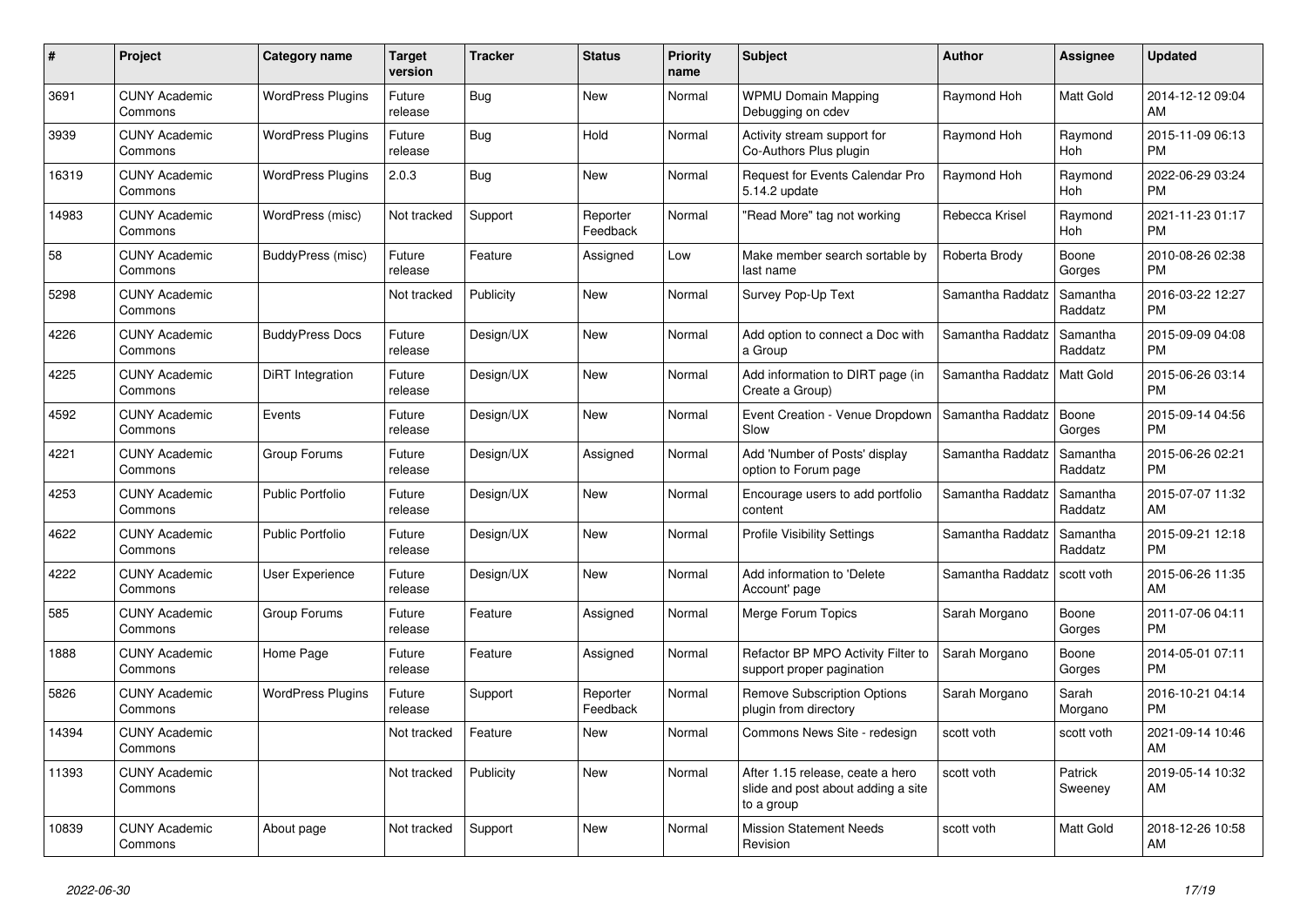| # | Project | Category name | Target version | Tracker | Status | Priority name | Subject | Author | Assignee | Updated |
|---|---|---|---|---|---|---|---|---|---|---|
| 3691 | CUNY Academic Commons | WordPress Plugins | Future release | Bug | New | Normal | WPMU Domain Mapping Debugging on cdev | Raymond Hoh | Matt Gold | 2014-12-12 09:04 AM |
| 3939 | CUNY Academic Commons | WordPress Plugins | Future release | Bug | Hold | Normal | Activity stream support for Co-Authors Plus plugin | Raymond Hoh | Raymond Hoh | 2015-11-09 06:13 PM |
| 16319 | CUNY Academic Commons | WordPress Plugins | 2.0.3 | Bug | New | Normal | Request for Events Calendar Pro 5.14.2 update | Raymond Hoh | Raymond Hoh | 2022-06-29 03:24 PM |
| 14983 | CUNY Academic Commons | WordPress (misc) | Not tracked | Support | Reporter Feedback | Normal | "Read More" tag not working | Rebecca Krisel | Raymond Hoh | 2021-11-23 01:17 PM |
| 58 | CUNY Academic Commons | BuddyPress (misc) | Future release | Feature | Assigned | Low | Make member search sortable by last name | Roberta Brody | Boone Gorges | 2010-08-26 02:38 PM |
| 5298 | CUNY Academic Commons | | Not tracked | Publicity | New | Normal | Survey Pop-Up Text | Samantha Raddatz | Samantha Raddatz | 2016-03-22 12:27 PM |
| 4226 | CUNY Academic Commons | BuddyPress Docs | Future release | Design/UX | New | Normal | Add option to connect a Doc with a Group | Samantha Raddatz | Samantha Raddatz | 2015-09-09 04:08 PM |
| 4225 | CUNY Academic Commons | DiRT Integration | Future release | Design/UX | New | Normal | Add information to DIRT page (in Create a Group) | Samantha Raddatz | Matt Gold | 2015-06-26 03:14 PM |
| 4592 | CUNY Academic Commons | Events | Future release | Design/UX | New | Normal | Event Creation - Venue Dropdown Slow | Samantha Raddatz | Boone Gorges | 2015-09-14 04:56 PM |
| 4221 | CUNY Academic Commons | Group Forums | Future release | Design/UX | Assigned | Normal | Add 'Number of Posts' display option to Forum page | Samantha Raddatz | Samantha Raddatz | 2015-06-26 02:21 PM |
| 4253 | CUNY Academic Commons | Public Portfolio | Future release | Design/UX | New | Normal | Encourage users to add portfolio content | Samantha Raddatz | Samantha Raddatz | 2015-07-07 11:32 AM |
| 4622 | CUNY Academic Commons | Public Portfolio | Future release | Design/UX | New | Normal | Profile Visibility Settings | Samantha Raddatz | Samantha Raddatz | 2015-09-21 12:18 PM |
| 4222 | CUNY Academic Commons | User Experience | Future release | Design/UX | New | Normal | Add information to 'Delete Account' page | Samantha Raddatz | scott voth | 2015-06-26 11:35 AM |
| 585 | CUNY Academic Commons | Group Forums | Future release | Feature | Assigned | Normal | Merge Forum Topics | Sarah Morgano | Boone Gorges | 2011-07-06 04:11 PM |
| 1888 | CUNY Academic Commons | Home Page | Future release | Feature | Assigned | Normal | Refactor BP MPO Activity Filter to support proper pagination | Sarah Morgano | Boone Gorges | 2014-05-01 07:11 PM |
| 5826 | CUNY Academic Commons | WordPress Plugins | Future release | Support | Reporter Feedback | Normal | Remove Subscription Options plugin from directory | Sarah Morgano | Sarah Morgano | 2016-10-21 04:14 PM |
| 14394 | CUNY Academic Commons | | Not tracked | Feature | New | Normal | Commons News Site - redesign | scott voth | scott voth | 2021-09-14 10:46 AM |
| 11393 | CUNY Academic Commons | | Not tracked | Publicity | New | Normal | After 1.15 release, ceate a hero slide and post about adding a site to a group | scott voth | Patrick Sweeney | 2019-05-14 10:32 AM |
| 10839 | CUNY Academic Commons | About page | Not tracked | Support | New | Normal | Mission Statement Needs Revision | scott voth | Matt Gold | 2018-12-26 10:58 AM |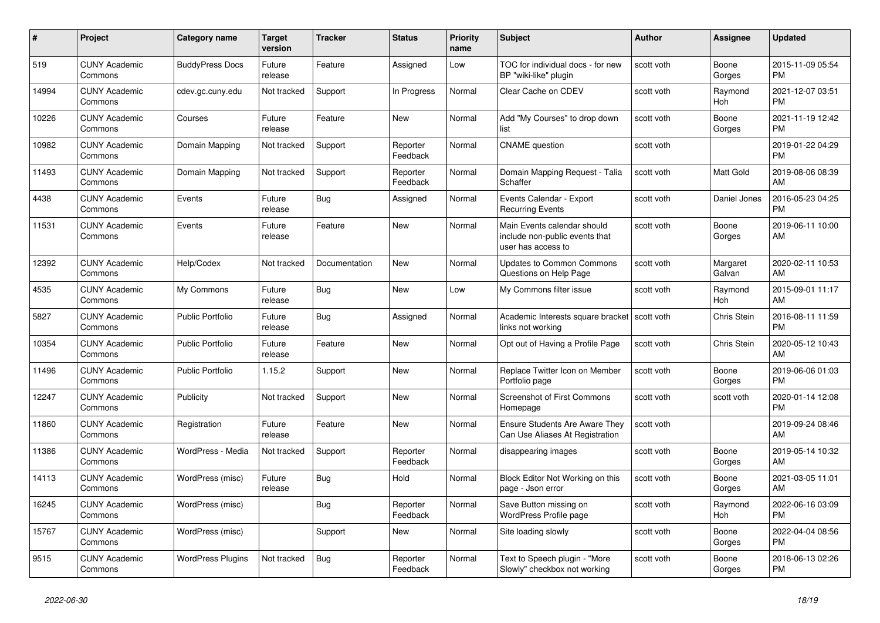| # | Project | Category name | Target version | Tracker | Status | Priority name | Subject | Author | Assignee | Updated |
|---|---|---|---|---|---|---|---|---|---|---|
| 519 | CUNY Academic Commons | BuddyPress Docs | Future release | Feature | Assigned | Low | TOC for individual docs - for new BP "wiki-like" plugin | scott voth | Boone Gorges | 2015-11-09 05:54 PM |
| 14994 | CUNY Academic Commons | cdev.gc.cuny.edu | Not tracked | Support | In Progress | Normal | Clear Cache on CDEV | scott voth | Raymond Hoh | 2021-12-07 03:51 PM |
| 10226 | CUNY Academic Commons | Courses | Future release | Feature | New | Normal | Add "My Courses" to drop down list | scott voth | Boone Gorges | 2021-11-19 12:42 PM |
| 10982 | CUNY Academic Commons | Domain Mapping | Not tracked | Support | Reporter Feedback | Normal | CNAME question | scott voth | | 2019-01-22 04:29 PM |
| 11493 | CUNY Academic Commons | Domain Mapping | Not tracked | Support | Reporter Feedback | Normal | Domain Mapping Request - Talia Schaffer | scott voth | Matt Gold | 2019-08-06 08:39 AM |
| 4438 | CUNY Academic Commons | Events | Future release | Bug | Assigned | Normal | Events Calendar - Export Recurring Events | scott voth | Daniel Jones | 2016-05-23 04:25 PM |
| 11531 | CUNY Academic Commons | Events | Future release | Feature | New | Normal | Main Events calendar should include non-public events that user has access to | scott voth | Boone Gorges | 2019-06-11 10:00 AM |
| 12392 | CUNY Academic Commons | Help/Codex | Not tracked | Documentation | New | Normal | Updates to Common Commons Questions on Help Page | scott voth | Margaret Galvan | 2020-02-11 10:53 AM |
| 4535 | CUNY Academic Commons | My Commons | Future release | Bug | New | Low | My Commons filter issue | scott voth | Raymond Hoh | 2015-09-01 11:17 AM |
| 5827 | CUNY Academic Commons | Public Portfolio | Future release | Bug | Assigned | Normal | Academic Interests square bracket links not working | scott voth | Chris Stein | 2016-08-11 11:59 PM |
| 10354 | CUNY Academic Commons | Public Portfolio | Future release | Feature | New | Normal | Opt out of Having a Profile Page | scott voth | Chris Stein | 2020-05-12 10:43 AM |
| 11496 | CUNY Academic Commons | Public Portfolio | 1.15.2 | Support | New | Normal | Replace Twitter Icon on Member Portfolio page | scott voth | Boone Gorges | 2019-06-06 01:03 PM |
| 12247 | CUNY Academic Commons | Publicity | Not tracked | Support | New | Normal | Screenshot of First Commons Homepage | scott voth | scott voth | 2020-01-14 12:08 PM |
| 11860 | CUNY Academic Commons | Registration | Future release | Feature | New | Normal | Ensure Students Are Aware They Can Use Aliases At Registration | scott voth | | 2019-09-24 08:46 AM |
| 11386 | CUNY Academic Commons | WordPress - Media | Not tracked | Support | Reporter Feedback | Normal | disappearing images | scott voth | Boone Gorges | 2019-05-14 10:32 AM |
| 14113 | CUNY Academic Commons | WordPress (misc) | Future release | Bug | Hold | Normal | Block Editor Not Working on this page - Json error | scott voth | Boone Gorges | 2021-03-05 11:01 AM |
| 16245 | CUNY Academic Commons | WordPress (misc) | | Bug | Reporter Feedback | Normal | Save Button missing on WordPress Profile page | scott voth | Raymond Hoh | 2022-06-16 03:09 PM |
| 15767 | CUNY Academic Commons | WordPress (misc) | | Support | New | Normal | Site loading slowly | scott voth | Boone Gorges | 2022-04-04 08:56 PM |
| 9515 | CUNY Academic Commons | WordPress Plugins | Not tracked | Bug | Reporter Feedback | Normal | Text to Speech plugin - "More Slowly" checkbox not working | scott voth | Boone Gorges | 2018-06-13 02:26 PM |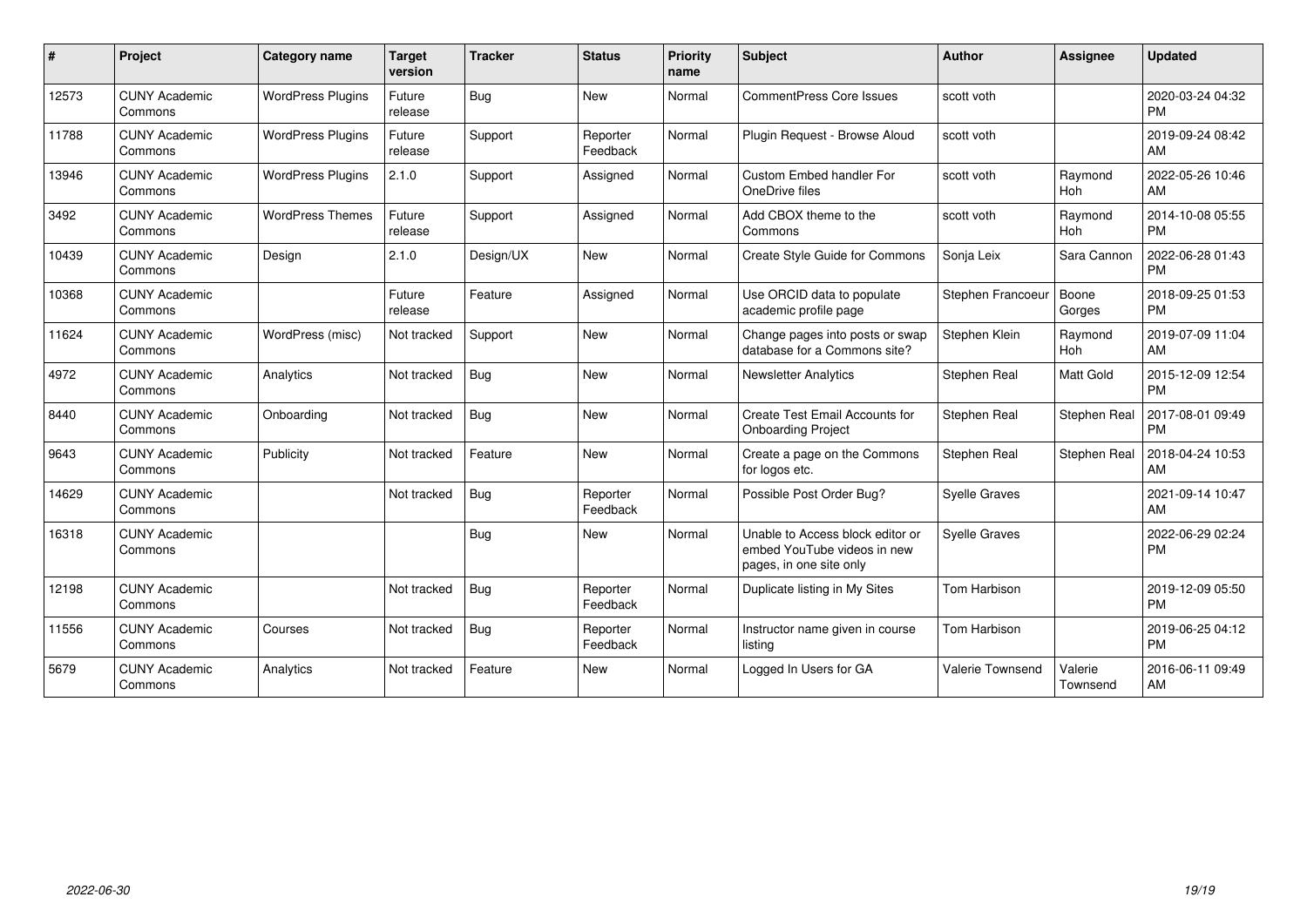| # | Project | Category name | Target version | Tracker | Status | Priority name | Subject | Author | Assignee | Updated |
|---|---|---|---|---|---|---|---|---|---|---|
| 12573 | CUNY Academic Commons | WordPress Plugins | Future release | Bug | New | Normal | CommentPress Core Issues | scott voth | | 2020-03-24 04:32 PM |
| 11788 | CUNY Academic Commons | WordPress Plugins | Future release | Support | Reporter Feedback | Normal | Plugin Request - Browse Aloud | scott voth | | 2019-09-24 08:42 AM |
| 13946 | CUNY Academic Commons | WordPress Plugins | 2.1.0 | Support | Assigned | Normal | Custom Embed handler For OneDrive files | scott voth | Raymond Hoh | 2022-05-26 10:46 AM |
| 3492 | CUNY Academic Commons | WordPress Themes | Future release | Support | Assigned | Normal | Add CBOX theme to the Commons | scott voth | Raymond Hoh | 2014-10-08 05:55 PM |
| 10439 | CUNY Academic Commons | Design | 2.1.0 | Design/UX | New | Normal | Create Style Guide for Commons | Sonja Leix | Sara Cannon | 2022-06-28 01:43 PM |
| 10368 | CUNY Academic Commons | | Future release | Feature | Assigned | Normal | Use ORCID data to populate academic profile page | Stephen Francoeur | Boone Gorges | 2018-09-25 01:53 PM |
| 11624 | CUNY Academic Commons | WordPress (misc) | Not tracked | Support | New | Normal | Change pages into posts or swap database for a Commons site? | Stephen Klein | Raymond Hoh | 2019-07-09 11:04 AM |
| 4972 | CUNY Academic Commons | Analytics | Not tracked | Bug | New | Normal | Newsletter Analytics | Stephen Real | Matt Gold | 2015-12-09 12:54 PM |
| 8440 | CUNY Academic Commons | Onboarding | Not tracked | Bug | New | Normal | Create Test Email Accounts for Onboarding Project | Stephen Real | Stephen Real | 2017-08-01 09:49 PM |
| 9643 | CUNY Academic Commons | Publicity | Not tracked | Feature | New | Normal | Create a page on the Commons for logos etc. | Stephen Real | Stephen Real | 2018-04-24 10:53 AM |
| 14629 | CUNY Academic Commons | | Not tracked | Bug | Reporter Feedback | Normal | Possible Post Order Bug? | Syelle Graves | | 2021-09-14 10:47 AM |
| 16318 | CUNY Academic Commons | | | Bug | New | Normal | Unable to Access block editor or embed YouTube videos in new pages, in one site only | Syelle Graves | | 2022-06-29 02:24 PM |
| 12198 | CUNY Academic Commons | | Not tracked | Bug | Reporter Feedback | Normal | Duplicate listing in My Sites | Tom Harbison | | 2019-12-09 05:50 PM |
| 11556 | CUNY Academic Commons | Courses | Not tracked | Bug | Reporter Feedback | Normal | Instructor name given in course listing | Tom Harbison | | 2019-06-25 04:12 PM |
| 5679 | CUNY Academic Commons | Analytics | Not tracked | Feature | New | Normal | Logged In Users for GA | Valerie Townsend | Valerie Townsend | 2016-06-11 09:49 AM |